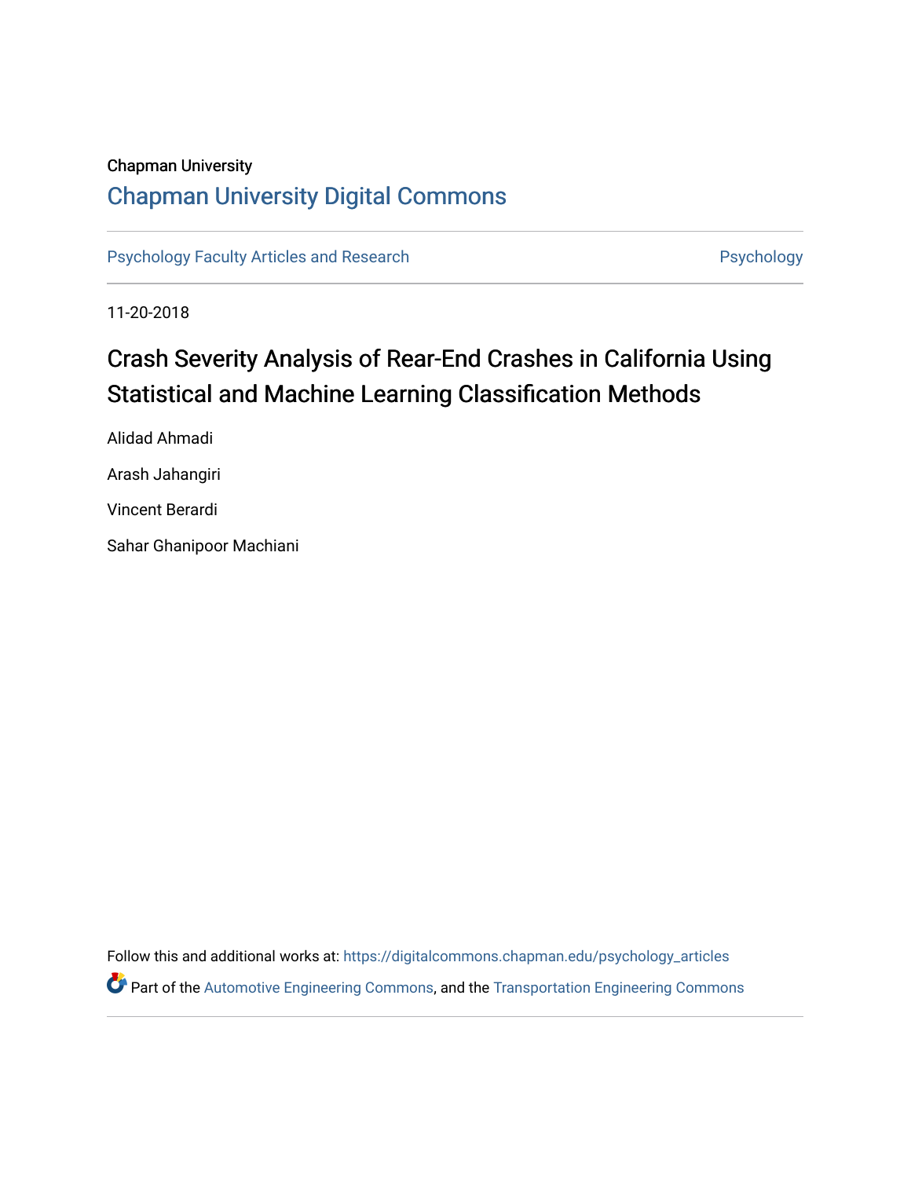Chapman University

## Chapman University Digital Commons

Psychology Faculty Articles and Research | Psychology

11-20-2018

# Crash Severity Analysis of Rear-End Crashes in California Using Statistical and Machine Learning Classification Methods

Alidad Ahmadi

Arash Jahangiri

Vincent Berardi

Sahar Ghanipoor Machiani

Follow this and additional works at: https://digitalcommons.chapman.edu/psychology_articles

Part of the Automotive Engineering Commons, and the Transportation Engineering Commons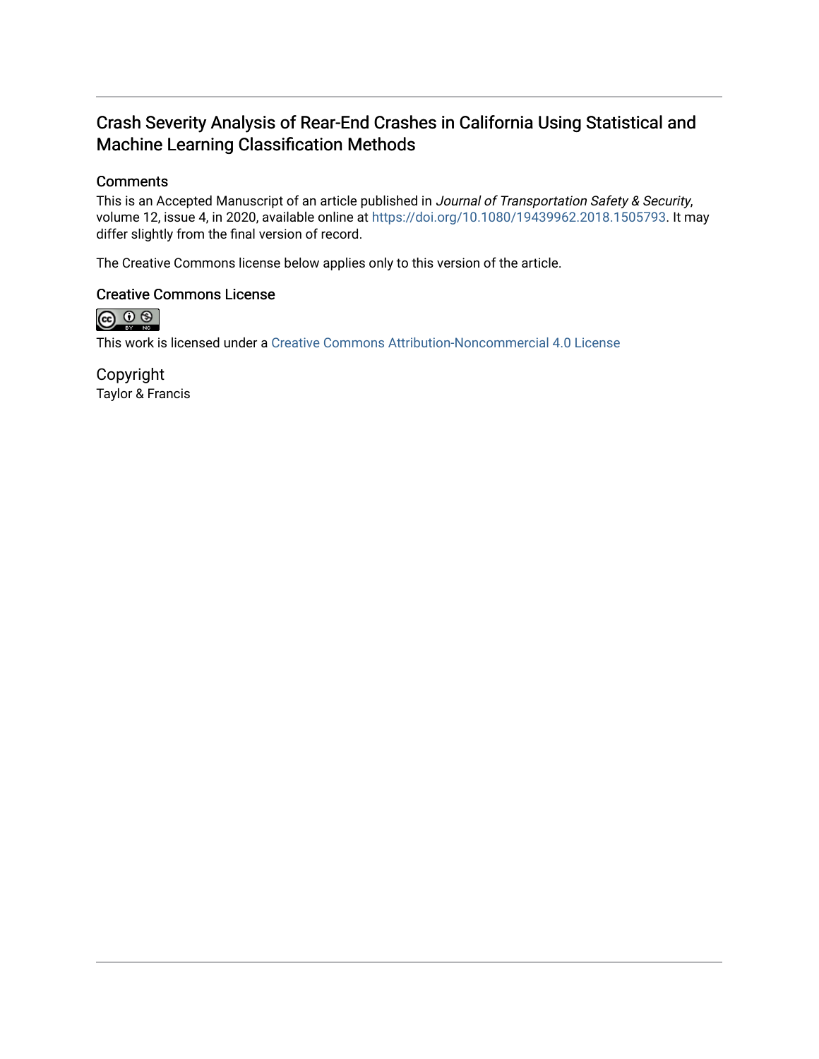# Crash Severity Analysis of Rear-End Crashes in California Using Statistical and Machine Learning Classification Methods

## Comments

This is an Accepted Manuscript of an article published in *Journal of Transportation Safety & Security*, volume 12, issue 4, in 2020, available online at https://doi.org/10.1080/19439962.2018.1505793. It may differ slightly from the final version of record.

The Creative Commons license below applies only to this version of the article.

## Creative Commons License

This work is licensed under a Creative Commons Attribution-Noncommercial 4.0 License

## Copyright

Taylor & Francis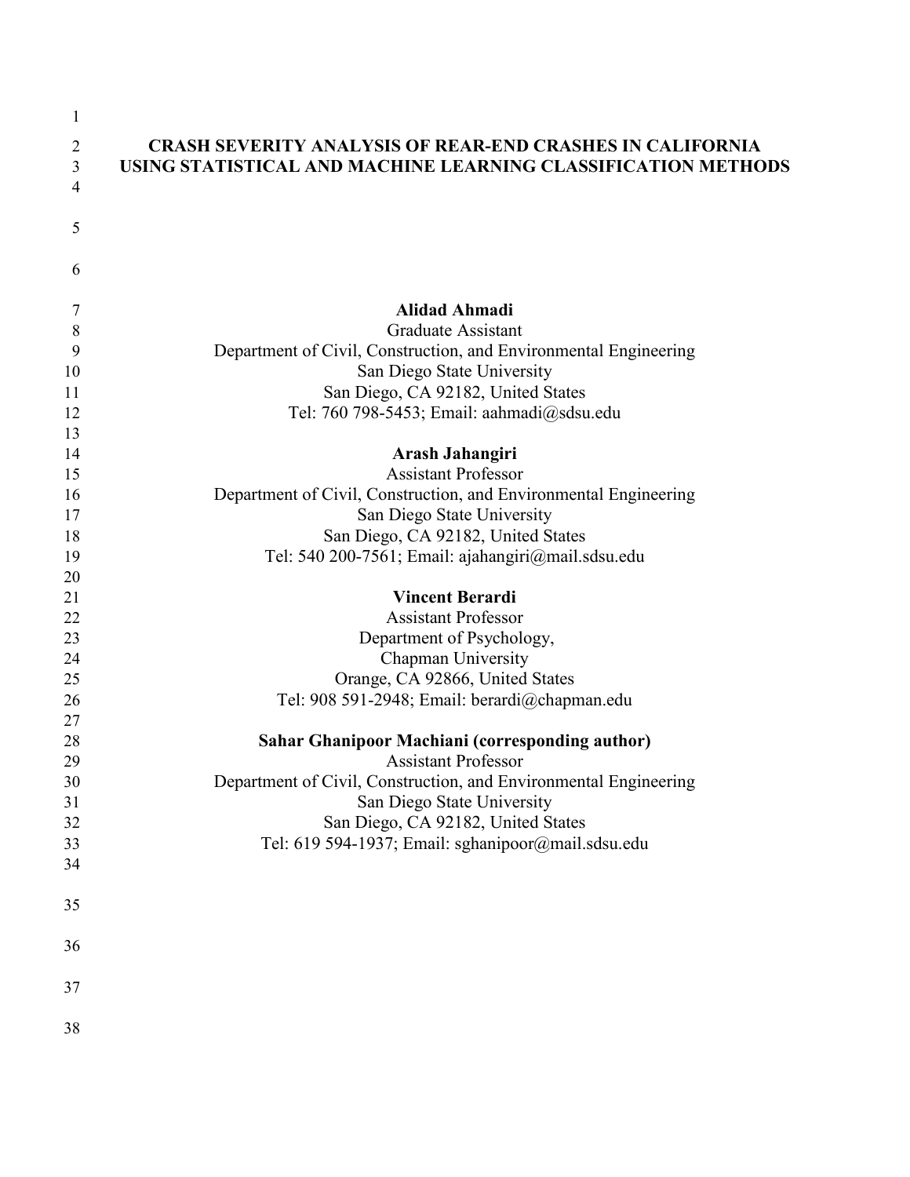# CRASH SEVERITY ANALYSIS OF REAR-END CRASHES IN CALIFORNIA USING STATISTICAL AND MACHINE LEARNING CLASSIFICATION METHODS

**Alidad Ahmadi**
Graduate Assistant
Department of Civil, Construction, and Environmental Engineering
San Diego State University
San Diego, CA 92182, United States
Tel: 760 798-5453; Email: aahmadi@sdsu.edu

**Arash Jahangiri**
Assistant Professor
Department of Civil, Construction, and Environmental Engineering
San Diego State University
San Diego, CA 92182, United States
Tel: 540 200-7561; Email: ajahangiri@mail.sdsu.edu

**Vincent Berardi**
Assistant Professor
Department of Psychology,
Chapman University
Orange, CA 92866, United States
Tel: 908 591-2948; Email: berardi@chapman.edu

**Sahar Ghanipoor Machiani (corresponding author)**
Assistant Professor
Department of Civil, Construction, and Environmental Engineering
San Diego State University
San Diego, CA 92182, United States
Tel: 619 594-1937; Email: sghanipoor@mail.sdsu.edu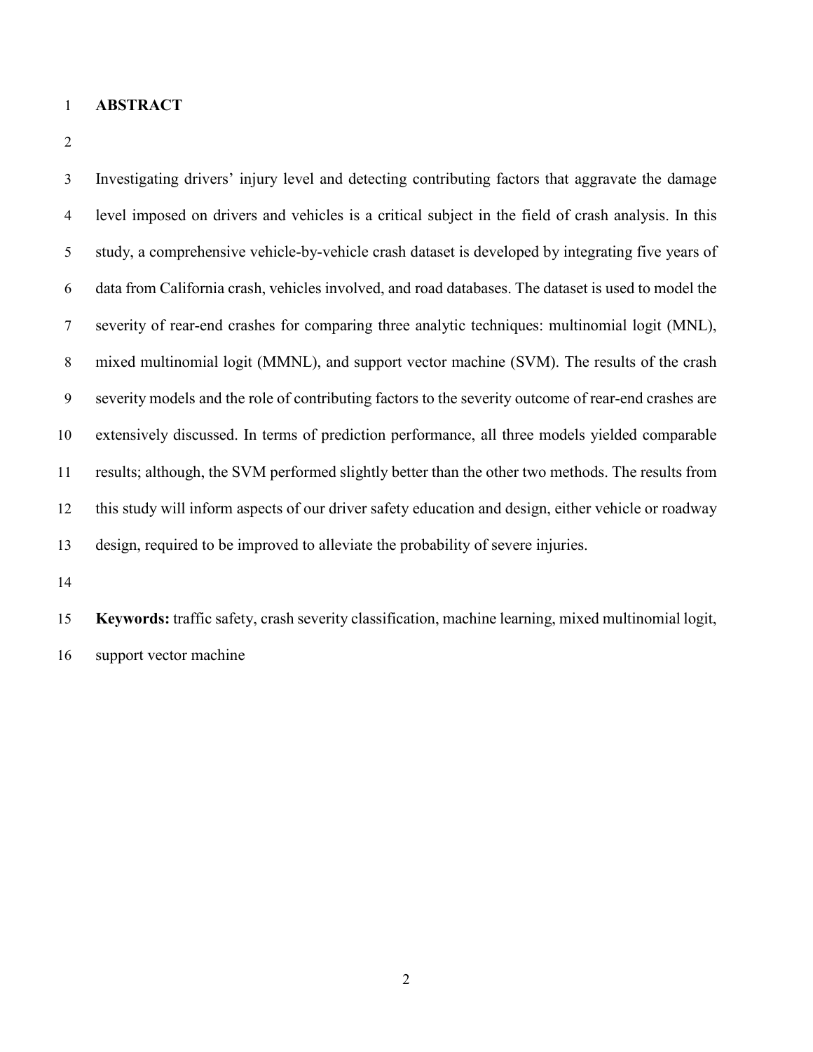# ABSTRACT

Investigating drivers' injury level and detecting contributing factors that aggravate the damage level imposed on drivers and vehicles is a critical subject in the field of crash analysis. In this study, a comprehensive vehicle-by-vehicle crash dataset is developed by integrating five years of data from California crash, vehicles involved, and road databases. The dataset is used to model the severity of rear-end crashes for comparing three analytic techniques: multinomial logit (MNL), mixed multinomial logit (MMNL), and support vector machine (SVM). The results of the crash severity models and the role of contributing factors to the severity outcome of rear-end crashes are extensively discussed. In terms of prediction performance, all three models yielded comparable results; although, the SVM performed slightly better than the other two methods. The results from this study will inform aspects of our driver safety education and design, either vehicle or roadway design, required to be improved to alleviate the probability of severe injuries.

**Keywords:** traffic safety, crash severity classification, machine learning, mixed multinomial logit, support vector machine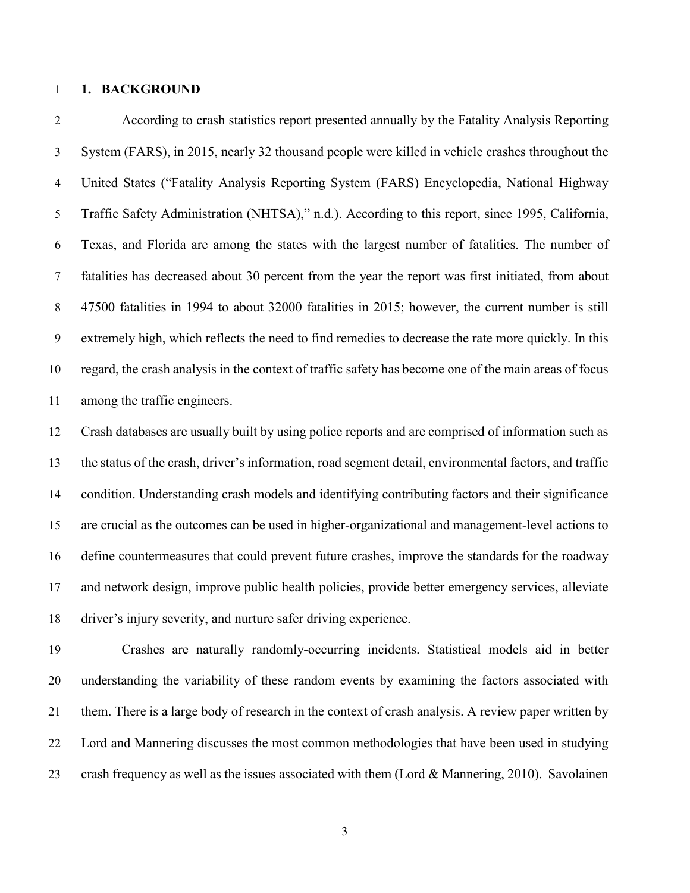# 1. BACKGROUND

According to crash statistics report presented annually by the Fatality Analysis Reporting System (FARS), in 2015, nearly 32 thousand people were killed in vehicle crashes throughout the United States ("Fatality Analysis Reporting System (FARS) Encyclopedia, National Highway Traffic Safety Administration (NHTSA)," n.d.). According to this report, since 1995, California, Texas, and Florida are among the states with the largest number of fatalities. The number of fatalities has decreased about 30 percent from the year the report was first initiated, from about 47500 fatalities in 1994 to about 32000 fatalities in 2015; however, the current number is still extremely high, which reflects the need to find remedies to decrease the rate more quickly. In this regard, the crash analysis in the context of traffic safety has become one of the main areas of focus among the traffic engineers.

Crash databases are usually built by using police reports and are comprised of information such as the status of the crash, driver's information, road segment detail, environmental factors, and traffic condition. Understanding crash models and identifying contributing factors and their significance are crucial as the outcomes can be used in higher-organizational and management-level actions to define countermeasures that could prevent future crashes, improve the standards for the roadway and network design, improve public health policies, provide better emergency services, alleviate driver's injury severity, and nurture safer driving experience.

Crashes are naturally randomly-occurring incidents. Statistical models aid in better understanding the variability of these random events by examining the factors associated with them. There is a large body of research in the context of crash analysis. A review paper written by Lord and Mannering discusses the most common methodologies that have been used in studying crash frequency as well as the issues associated with them (Lord & Mannering, 2010). Savolainen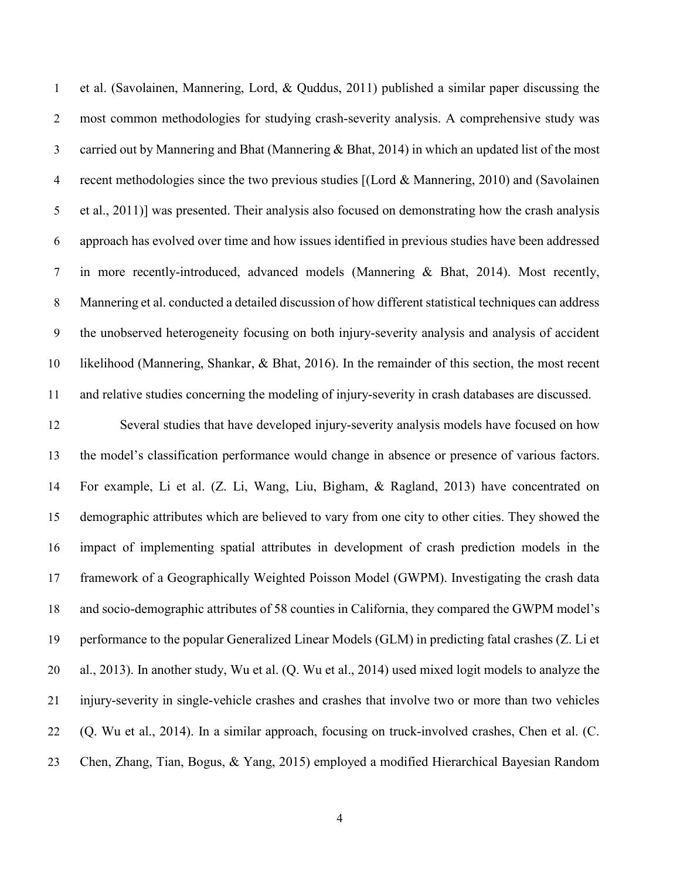et al. (Savolainen, Mannering, Lord, & Quddus, 2011) published a similar paper discussing the most common methodologies for studying crash-severity analysis. A comprehensive study was carried out by Mannering and Bhat (Mannering & Bhat, 2014) in which an updated list of the most recent methodologies since the two previous studies [(Lord & Mannering, 2010) and (Savolainen et al., 2011)] was presented. Their analysis also focused on demonstrating how the crash analysis approach has evolved over time and how issues identified in previous studies have been addressed in more recently-introduced, advanced models (Mannering & Bhat, 2014). Most recently, Mannering et al. conducted a detailed discussion of how different statistical techniques can address the unobserved heterogeneity focusing on both injury-severity analysis and analysis of accident likelihood (Mannering, Shankar, & Bhat, 2016). In the remainder of this section, the most recent and relative studies concerning the modeling of injury-severity in crash databases are discussed.

Several studies that have developed injury-severity analysis models have focused on how the model's classification performance would change in absence or presence of various factors. For example, Li et al. (Z. Li, Wang, Liu, Bigham, & Ragland, 2013) have concentrated on demographic attributes which are believed to vary from one city to other cities. They showed the impact of implementing spatial attributes in development of crash prediction models in the framework of a Geographically Weighted Poisson Model (GWPM). Investigating the crash data and socio-demographic attributes of 58 counties in California, they compared the GWPM model's performance to the popular Generalized Linear Models (GLM) in predicting fatal crashes (Z. Li et al., 2013). In another study, Wu et al. (Q. Wu et al., 2014) used mixed logit models to analyze the injury-severity in single-vehicle crashes and crashes that involve two or more than two vehicles (Q. Wu et al., 2014). In a similar approach, focusing on truck-involved crashes, Chen et al. (C. Chen, Zhang, Tian, Bogus, & Yang, 2015) employed a modified Hierarchical Bayesian Random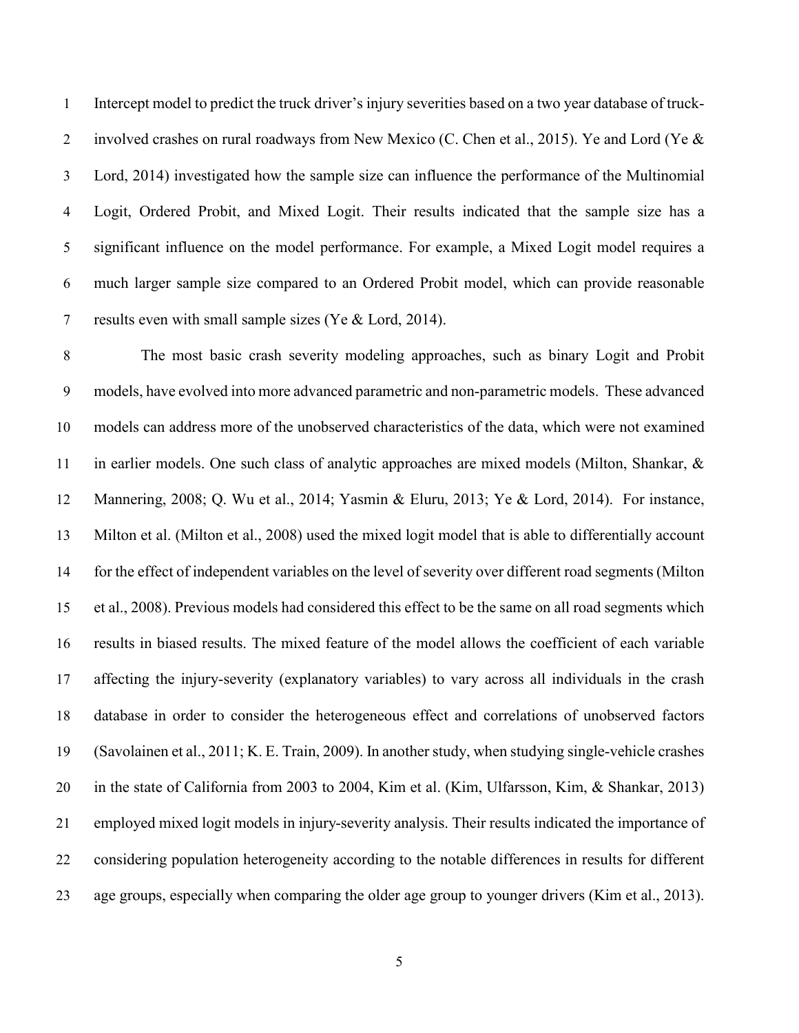Intercept model to predict the truck driver's injury severities based on a two year database of truck-involved crashes on rural roadways from New Mexico (C. Chen et al., 2015). Ye and Lord (Ye & Lord, 2014) investigated how the sample size can influence the performance of the Multinomial Logit, Ordered Probit, and Mixed Logit. Their results indicated that the sample size has a significant influence on the model performance. For example, a Mixed Logit model requires a much larger sample size compared to an Ordered Probit model, which can provide reasonable results even with small sample sizes (Ye & Lord, 2014).

The most basic crash severity modeling approaches, such as binary Logit and Probit models, have evolved into more advanced parametric and non-parametric models. These advanced models can address more of the unobserved characteristics of the data, which were not examined in earlier models. One such class of analytic approaches are mixed models (Milton, Shankar, & Mannering, 2008; Q. Wu et al., 2014; Yasmin & Eluru, 2013; Ye & Lord, 2014). For instance, Milton et al. (Milton et al., 2008) used the mixed logit model that is able to differentially account for the effect of independent variables on the level of severity over different road segments (Milton et al., 2008). Previous models had considered this effect to be the same on all road segments which results in biased results. The mixed feature of the model allows the coefficient of each variable affecting the injury-severity (explanatory variables) to vary across all individuals in the crash database in order to consider the heterogeneous effect and correlations of unobserved factors (Savolainen et al., 2011; K. E. Train, 2009). In another study, when studying single-vehicle crashes in the state of California from 2003 to 2004, Kim et al. (Kim, Ulfarsson, Kim, & Shankar, 2013) employed mixed logit models in injury-severity analysis. Their results indicated the importance of considering population heterogeneity according to the notable differences in results for different age groups, especially when comparing the older age group to younger drivers (Kim et al., 2013).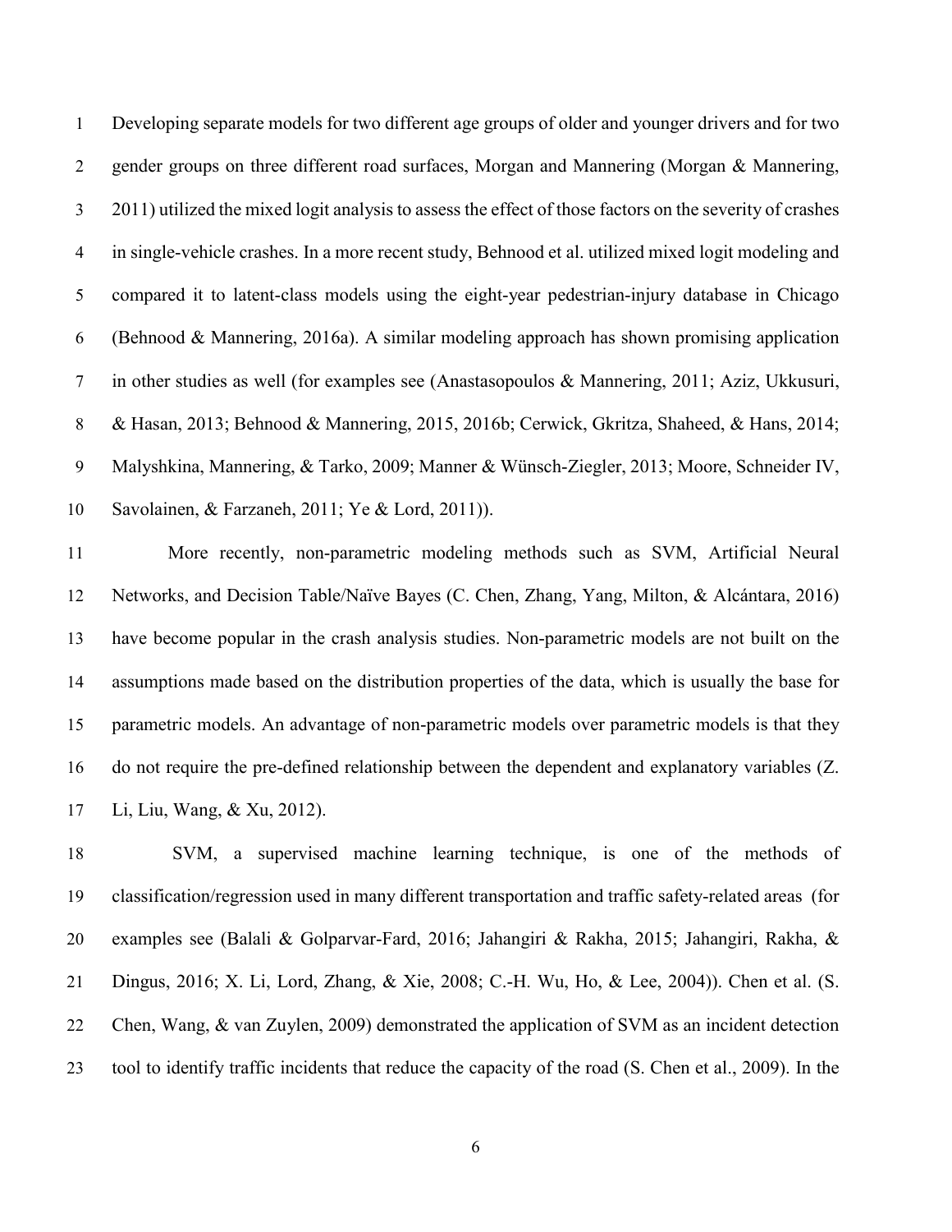Developing separate models for two different age groups of older and younger drivers and for two gender groups on three different road surfaces, Morgan and Mannering (Morgan & Mannering, 2011) utilized the mixed logit analysis to assess the effect of those factors on the severity of crashes in single-vehicle crashes. In a more recent study, Behnood et al. utilized mixed logit modeling and compared it to latent-class models using the eight-year pedestrian-injury database in Chicago (Behnood & Mannering, 2016a). A similar modeling approach has shown promising application in other studies as well (for examples see (Anastasopoulos & Mannering, 2011; Aziz, Ukkusuri, & Hasan, 2013; Behnood & Mannering, 2015, 2016b; Cerwick, Gkritza, Shaheed, & Hans, 2014; Malyshkina, Mannering, & Tarko, 2009; Manner & Wünsch-Ziegler, 2013; Moore, Schneider IV, Savolainen, & Farzaneh, 2011; Ye & Lord, 2011)).

More recently, non-parametric modeling methods such as SVM, Artificial Neural Networks, and Decision Table/Naïve Bayes (C. Chen, Zhang, Yang, Milton, & Alcántara, 2016) have become popular in the crash analysis studies. Non-parametric models are not built on the assumptions made based on the distribution properties of the data, which is usually the base for parametric models. An advantage of non-parametric models over parametric models is that they do not require the pre-defined relationship between the dependent and explanatory variables (Z. Li, Liu, Wang, & Xu, 2012).

SVM, a supervised machine learning technique, is one of the methods of classification/regression used in many different transportation and traffic safety-related areas (for examples see (Balali & Golparvar-Fard, 2016; Jahangiri & Rakha, 2015; Jahangiri, Rakha, & Dingus, 2016; X. Li, Lord, Zhang, & Xie, 2008; C.-H. Wu, Ho, & Lee, 2004)). Chen et al. (S. Chen, Wang, & van Zuylen, 2009) demonstrated the application of SVM as an incident detection tool to identify traffic incidents that reduce the capacity of the road (S. Chen et al., 2009). In the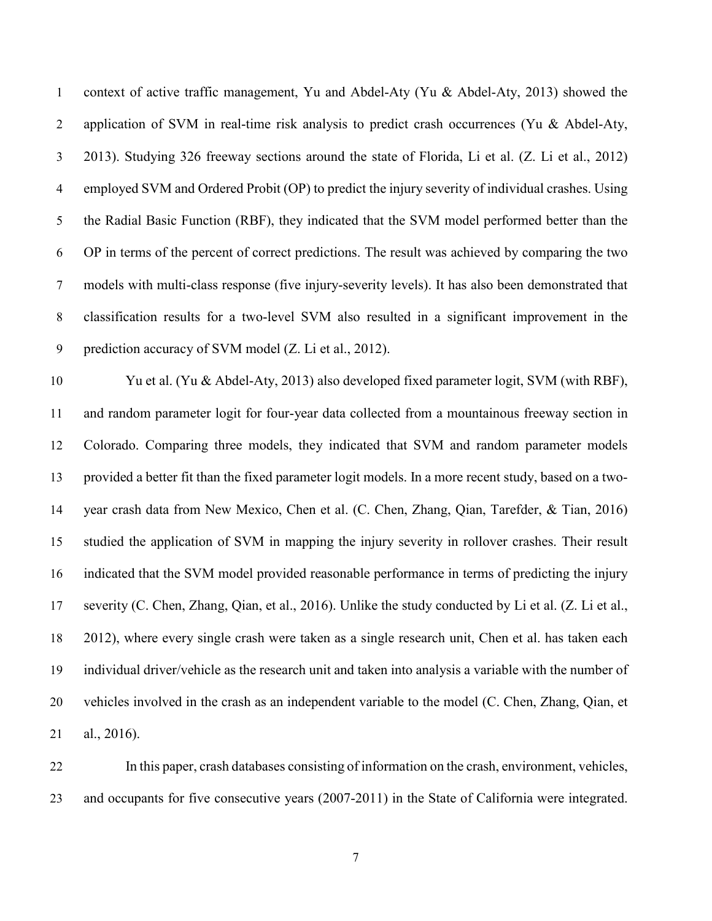context of active traffic management, Yu and Abdel-Aty (Yu & Abdel-Aty, 2013) showed the application of SVM in real-time risk analysis to predict crash occurrences (Yu & Abdel-Aty, 2013). Studying 326 freeway sections around the state of Florida, Li et al. (Z. Li et al., 2012) employed SVM and Ordered Probit (OP) to predict the injury severity of individual crashes. Using the Radial Basic Function (RBF), they indicated that the SVM model performed better than the OP in terms of the percent of correct predictions. The result was achieved by comparing the two models with multi-class response (five injury-severity levels). It has also been demonstrated that classification results for a two-level SVM also resulted in a significant improvement in the prediction accuracy of SVM model (Z. Li et al., 2012).

Yu et al. (Yu & Abdel-Aty, 2013) also developed fixed parameter logit, SVM (with RBF), and random parameter logit for four-year data collected from a mountainous freeway section in Colorado. Comparing three models, they indicated that SVM and random parameter models provided a better fit than the fixed parameter logit models. In a more recent study, based on a two-year crash data from New Mexico, Chen et al. (C. Chen, Zhang, Qian, Tarefder, & Tian, 2016) studied the application of SVM in mapping the injury severity in rollover crashes. Their result indicated that the SVM model provided reasonable performance in terms of predicting the injury severity (C. Chen, Zhang, Qian, et al., 2016). Unlike the study conducted by Li et al. (Z. Li et al., 2012), where every single crash were taken as a single research unit, Chen et al. has taken each individual driver/vehicle as the research unit and taken into analysis a variable with the number of vehicles involved in the crash as an independent variable to the model (C. Chen, Zhang, Qian, et al., 2016).

In this paper, crash databases consisting of information on the crash, environment, vehicles, and occupants for five consecutive years (2007-2011) in the State of California were integrated.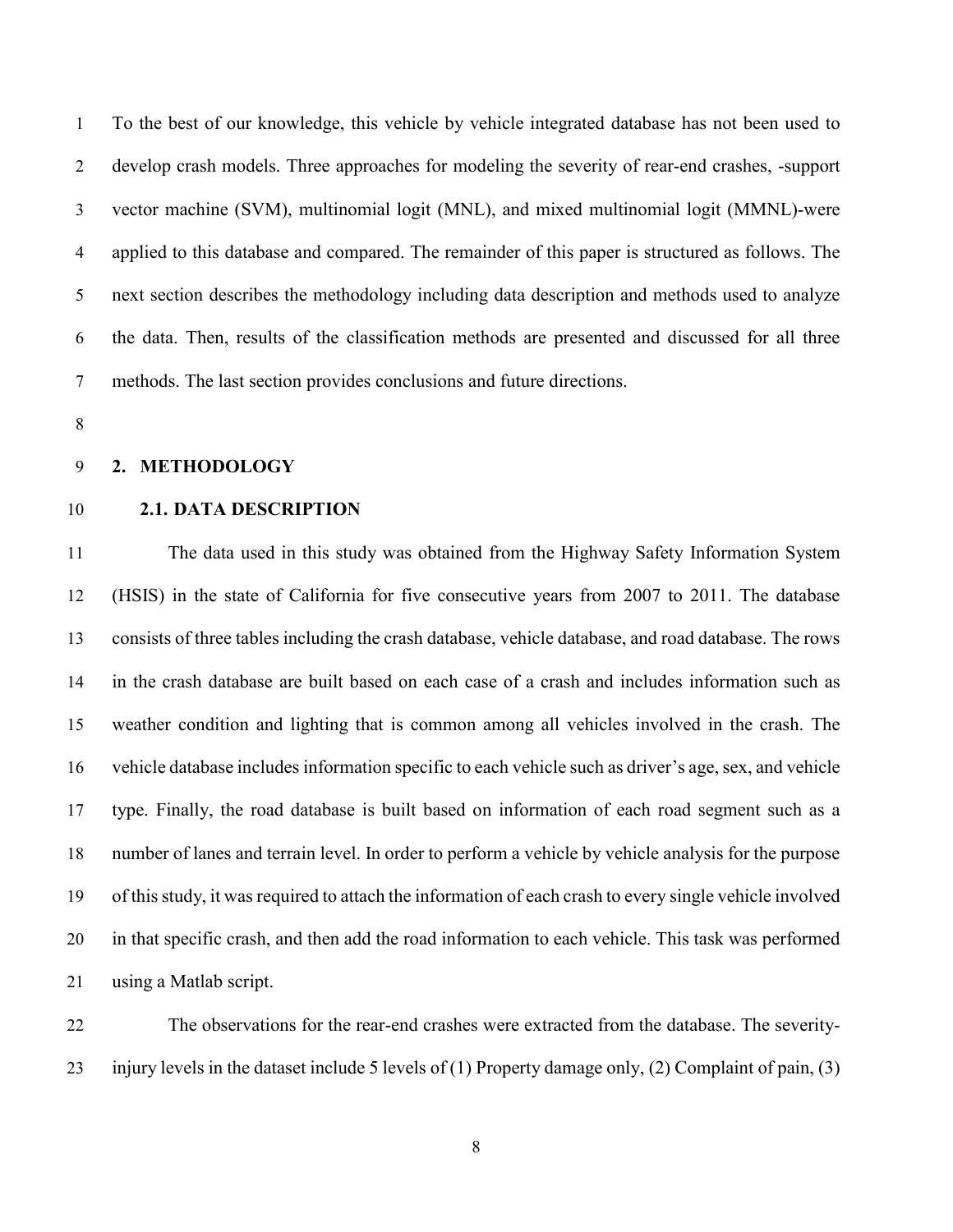To the best of our knowledge, this vehicle by vehicle integrated database has not been used to develop crash models. Three approaches for modeling the severity of rear-end crashes, -support vector machine (SVM), multinomial logit (MNL), and mixed multinomial logit (MMNL)-were applied to this database and compared. The remainder of this paper is structured as follows. The next section describes the methodology including data description and methods used to analyze the data. Then, results of the classification methods are presented and discussed for all three methods. The last section provides conclusions and future directions.

## 2. METHODOLOGY

### 2.1. DATA DESCRIPTION

The data used in this study was obtained from the Highway Safety Information System (HSIS) in the state of California for five consecutive years from 2007 to 2011. The database consists of three tables including the crash database, vehicle database, and road database. The rows in the crash database are built based on each case of a crash and includes information such as weather condition and lighting that is common among all vehicles involved in the crash. The vehicle database includes information specific to each vehicle such as driver's age, sex, and vehicle type. Finally, the road database is built based on information of each road segment such as a number of lanes and terrain level. In order to perform a vehicle by vehicle analysis for the purpose of this study, it was required to attach the information of each crash to every single vehicle involved in that specific crash, and then add the road information to each vehicle. This task was performed using a Matlab script.

The observations for the rear-end crashes were extracted from the database. The severity-injury levels in the dataset include 5 levels of (1) Property damage only, (2) Complaint of pain, (3)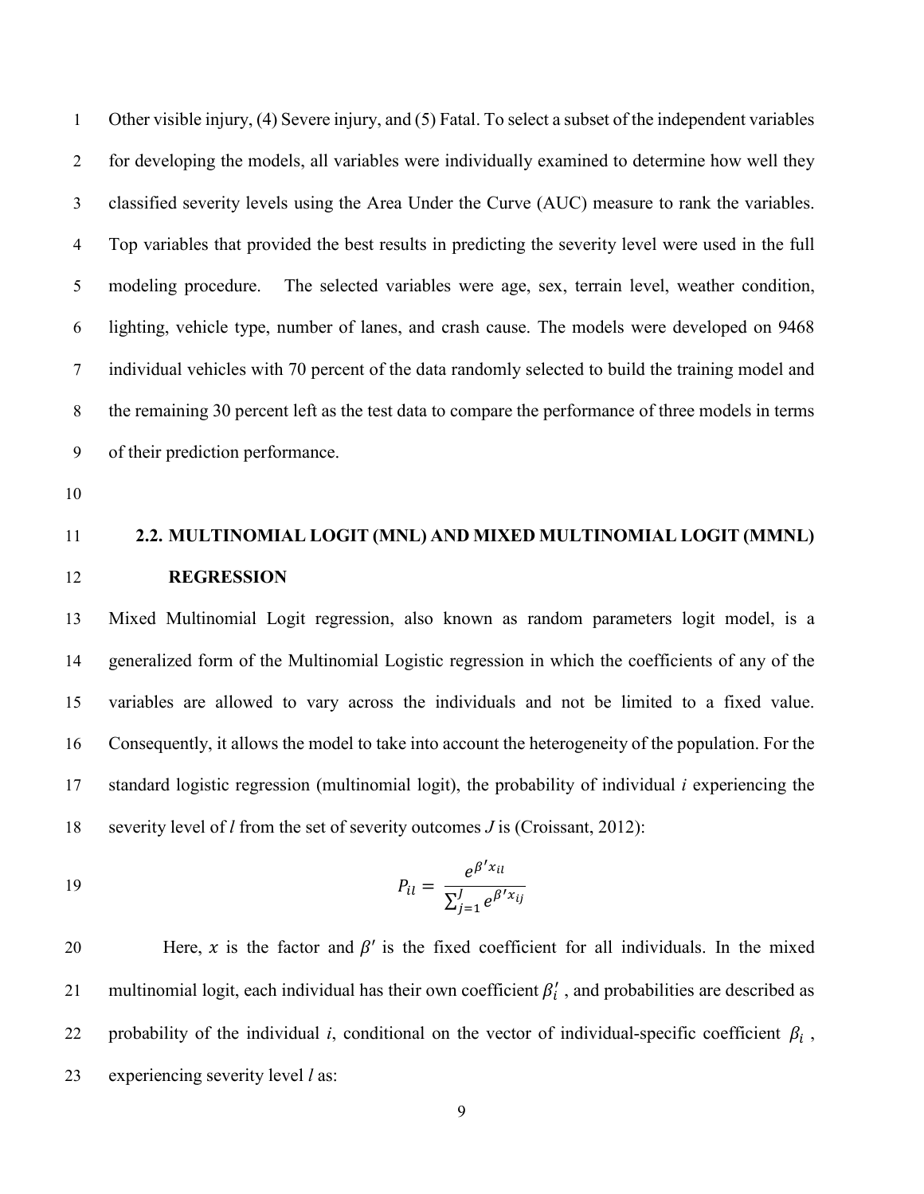Other visible injury, (4) Severe injury, and (5) Fatal. To select a subset of the independent variables for developing the models, all variables were individually examined to determine how well they classified severity levels using the Area Under the Curve (AUC) measure to rank the variables. Top variables that provided the best results in predicting the severity level were used in the full modeling procedure. The selected variables were age, sex, terrain level, weather condition, lighting, vehicle type, number of lanes, and crash cause. The models were developed on 9468 individual vehicles with 70 percent of the data randomly selected to build the training model and the remaining 30 percent left as the test data to compare the performance of three models in terms of their prediction performance.

## 2.2. MULTINOMIAL LOGIT (MNL) AND MIXED MULTINOMIAL LOGIT (MMNL) REGRESSION

Mixed Multinomial Logit regression, also known as random parameters logit model, is a generalized form of the Multinomial Logistic regression in which the coefficients of any of the variables are allowed to vary across the individuals and not be limited to a fixed value. Consequently, it allows the model to take into account the heterogeneity of the population. For the standard logistic regression (multinomial logit), the probability of individual *i* experiencing the severity level of *l* from the set of severity outcomes *J* is (Croissant, 2012):

$$P_{il} = \frac{e^{\beta' x_{il}}}{\sum_{j=1}^{J} e^{\beta' x_{ij}}}$$

Here, $x$ is the factor and $\beta'$ is the fixed coefficient for all individuals. In the mixed multinomial logit, each individual has their own coefficient $\beta_i'$ , and probabilities are described as probability of the individual *i*, conditional on the vector of individual-specific coefficient $\beta_i$ , experiencing severity level *l* as: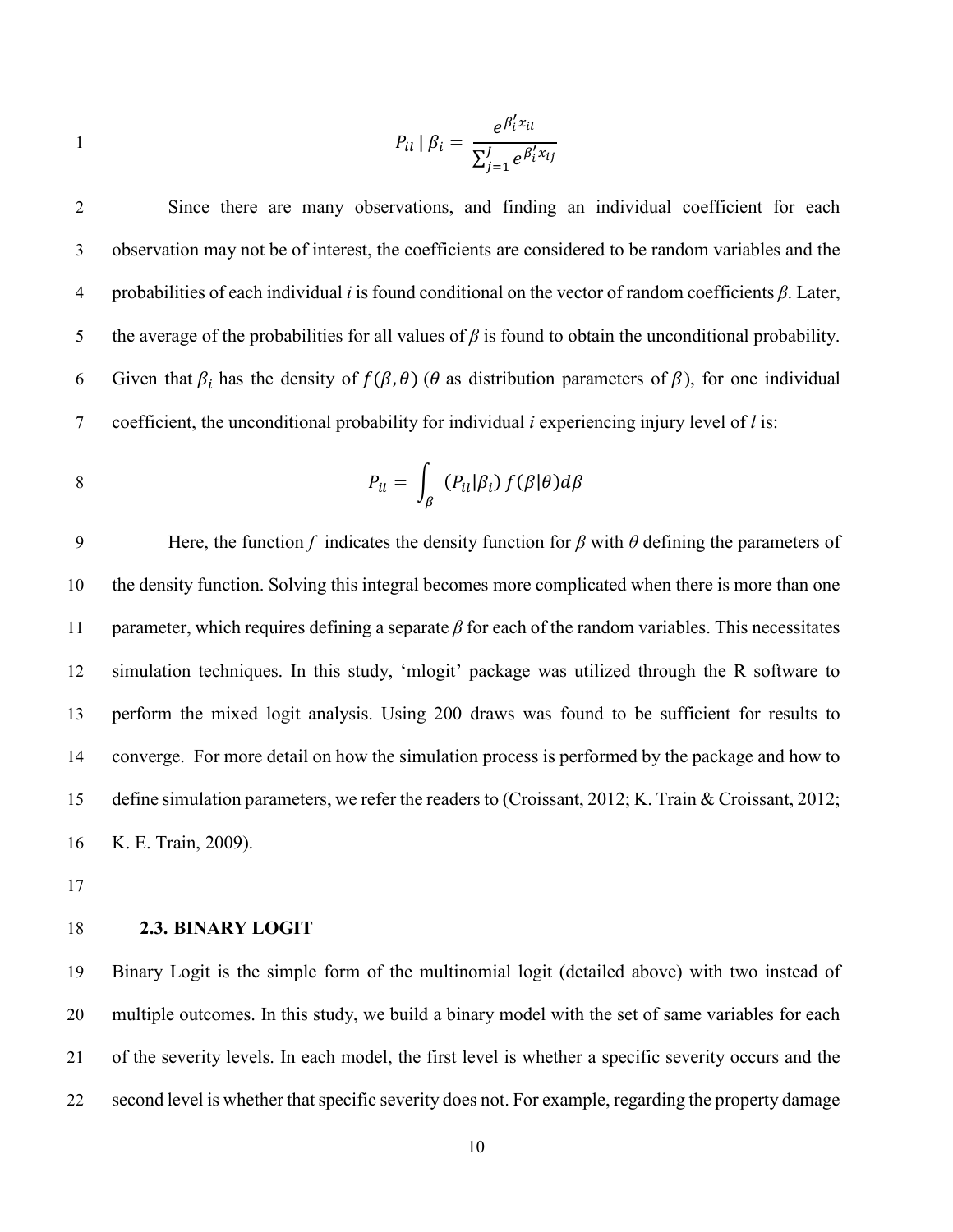$$P_{il} \mid \beta_i = \frac{e^{\beta_i' x_{il}}}{\sum_{j=1}^{J} e^{\beta_i' x_{ij}}}$$

Since there are many observations, and finding an individual coefficient for each observation may not be of interest, the coefficients are considered to be random variables and the probabilities of each individual *i* is found conditional on the vector of random coefficients $\beta$. Later, the average of the probabilities for all values of $\beta$ is found to obtain the unconditional probability. Given that $\beta_i$ has the density of $f(\beta, \theta)$ ($\theta$ as distribution parameters of $\beta$), for one individual coefficient, the unconditional probability for individual *i* experiencing injury level of *l* is:

$$P_{il} = \int_{\beta} (P_{il} | \beta_i) \, f(\beta | \theta) d\beta$$

Here, the function $f$ indicates the density function for $\beta$ with $\theta$ defining the parameters of the density function. Solving this integral becomes more complicated when there is more than one parameter, which requires defining a separate $\beta$ for each of the random variables. This necessitates simulation techniques. In this study, 'mlogit' package was utilized through the R software to perform the mixed logit analysis. Using 200 draws was found to be sufficient for results to converge. For more detail on how the simulation process is performed by the package and how to define simulation parameters, we refer the readers to (Croissant, 2012; K. Train & Croissant, 2012; K. E. Train, 2009).

### 2.3. BINARY LOGIT

Binary Logit is the simple form of the multinomial logit (detailed above) with two instead of multiple outcomes. In this study, we build a binary model with the set of same variables for each of the severity levels. In each model, the first level is whether a specific severity occurs and the second level is whether that specific severity does not. For example, regarding the property damage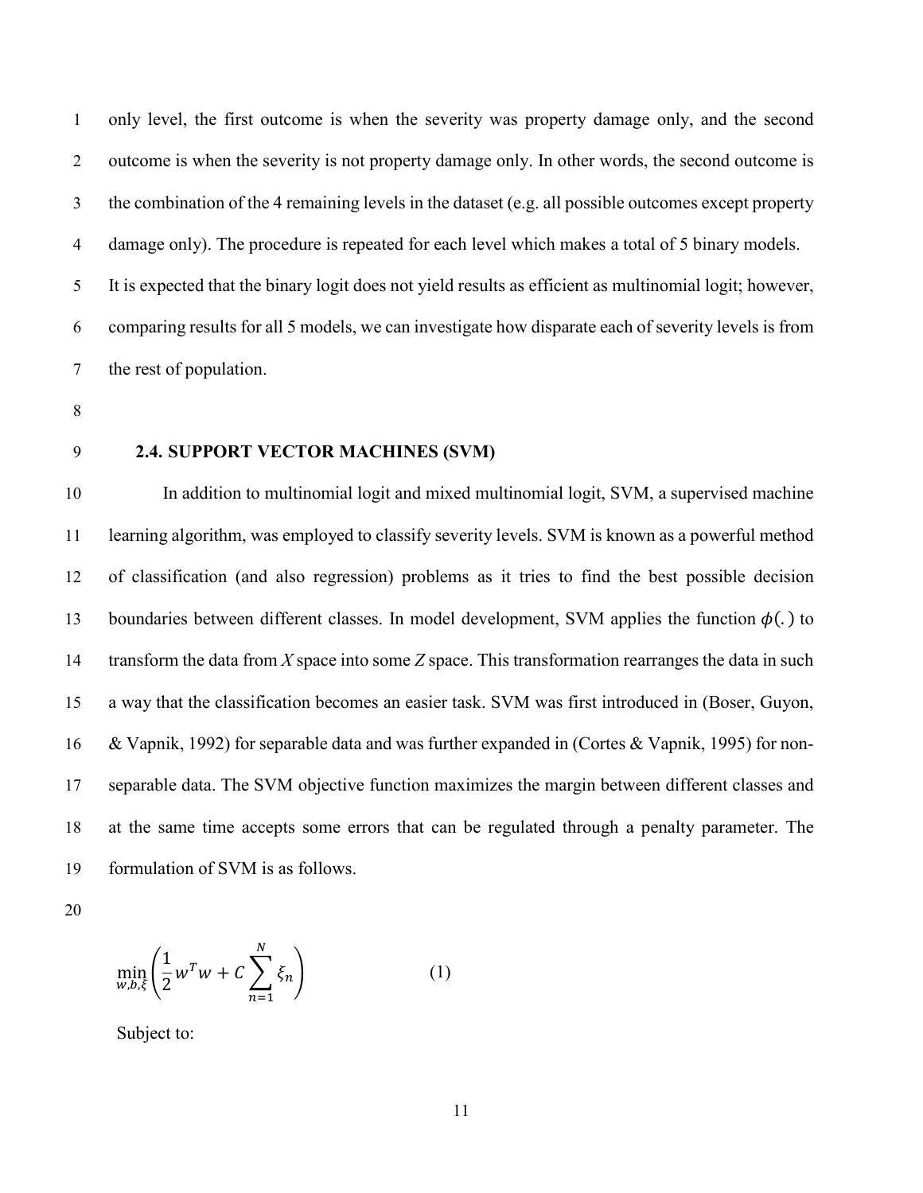only level, the first outcome is when the severity was property damage only, and the second outcome is when the severity is not property damage only. In other words, the second outcome is the combination of the 4 remaining levels in the dataset (e.g. all possible outcomes except property damage only). The procedure is repeated for each level which makes a total of 5 binary models. It is expected that the binary logit does not yield results as efficient as multinomial logit; however, comparing results for all 5 models, we can investigate how disparate each of severity levels is from the rest of population.

### 2.4. SUPPORT VECTOR MACHINES (SVM)

In addition to multinomial logit and mixed multinomial logit, SVM, a supervised machine learning algorithm, was employed to classify severity levels. SVM is known as a powerful method of classification (and also regression) problems as it tries to find the best possible decision boundaries between different classes. In model development, SVM applies the function $\phi(.)$ to transform the data from $X$ space into some $Z$ space. This transformation rearranges the data in such a way that the classification becomes an easier task. SVM was first introduced in (Boser, Guyon, & Vapnik, 1992) for separable data and was further expanded in (Cortes & Vapnik, 1995) for non-separable data. The SVM objective function maximizes the margin between different classes and at the same time accepts some errors that can be regulated through a penalty parameter. The formulation of SVM is as follows.

$$\min_{w,b,\xi}\left(\frac{1}{2}w^T w + C\sum_{n=1}^{N}\xi_n\right) \qquad (1)$$

Subject to: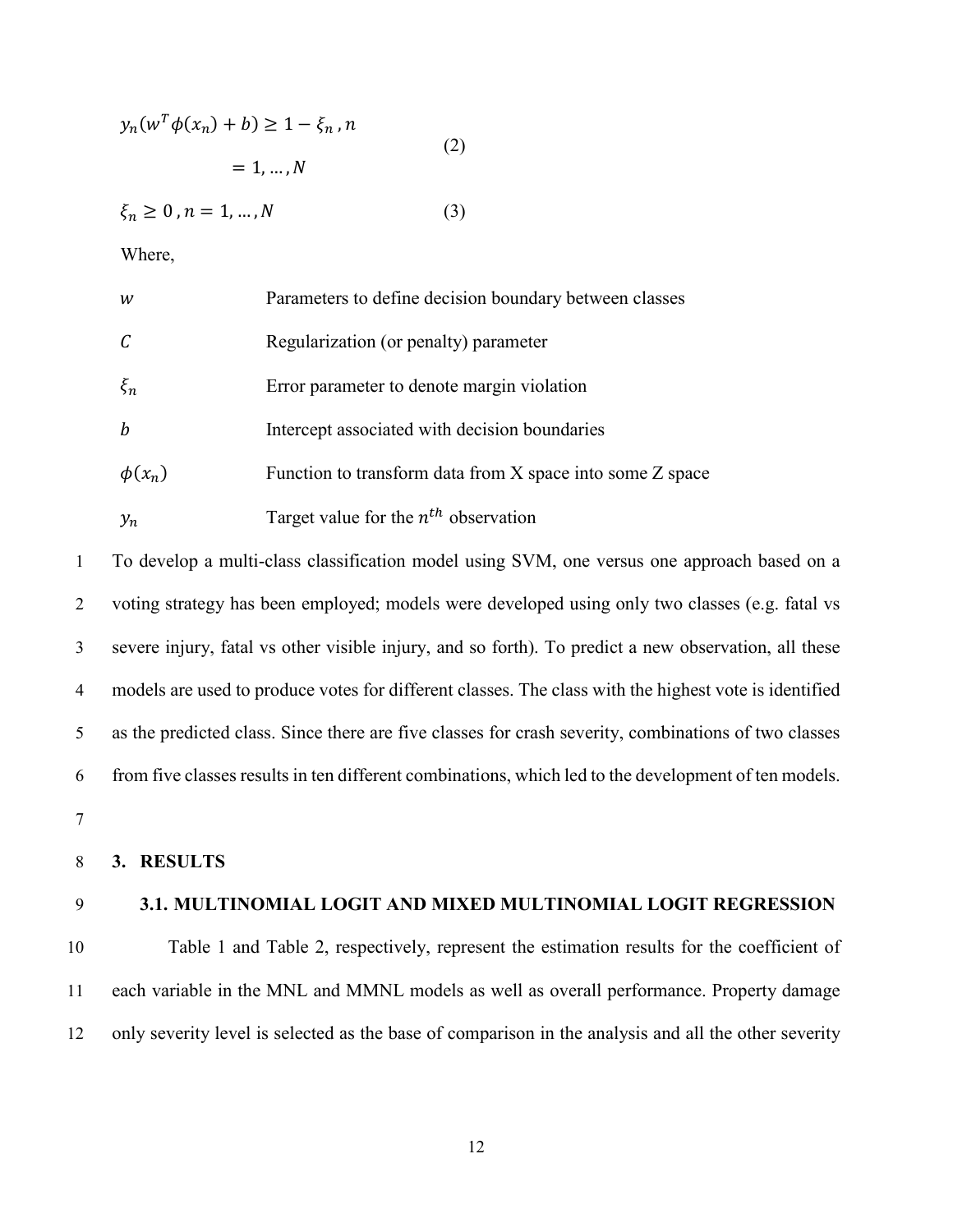$$y_n(w^T \phi(x_n) + b) \geq 1 - \xi_n \,, n = 1, \ldots, N \tag{2}$$

$$\xi_n \geq 0 \,, n = 1, \ldots, N \tag{3}$$

Where,

| | |
|---|---|
| $w$ | Parameters to define decision boundary between classes |
| $C$ | Regularization (or penalty) parameter |
| $\xi_n$ | Error parameter to denote margin violation |
| $b$ | Intercept associated with decision boundaries |
| $\phi(x_n)$ | Function to transform data from X space into some Z space |
| $y_n$ | Target value for the $n^{th}$ observation |

To develop a multi-class classification model using SVM, one versus one approach based on a voting strategy has been employed; models were developed using only two classes (e.g. fatal vs severe injury, fatal vs other visible injury, and so forth). To predict a new observation, all these models are used to produce votes for different classes. The class with the highest vote is identified as the predicted class. Since there are five classes for crash severity, combinations of two classes from five classes results in ten different combinations, which led to the development of ten models.

## 3. RESULTS

### 3.1. MULTINOMIAL LOGIT AND MIXED MULTINOMIAL LOGIT REGRESSION

Table 1 and Table 2, respectively, represent the estimation results for the coefficient of each variable in the MNL and MMNL models as well as overall performance. Property damage only severity level is selected as the base of comparison in the analysis and all the other severity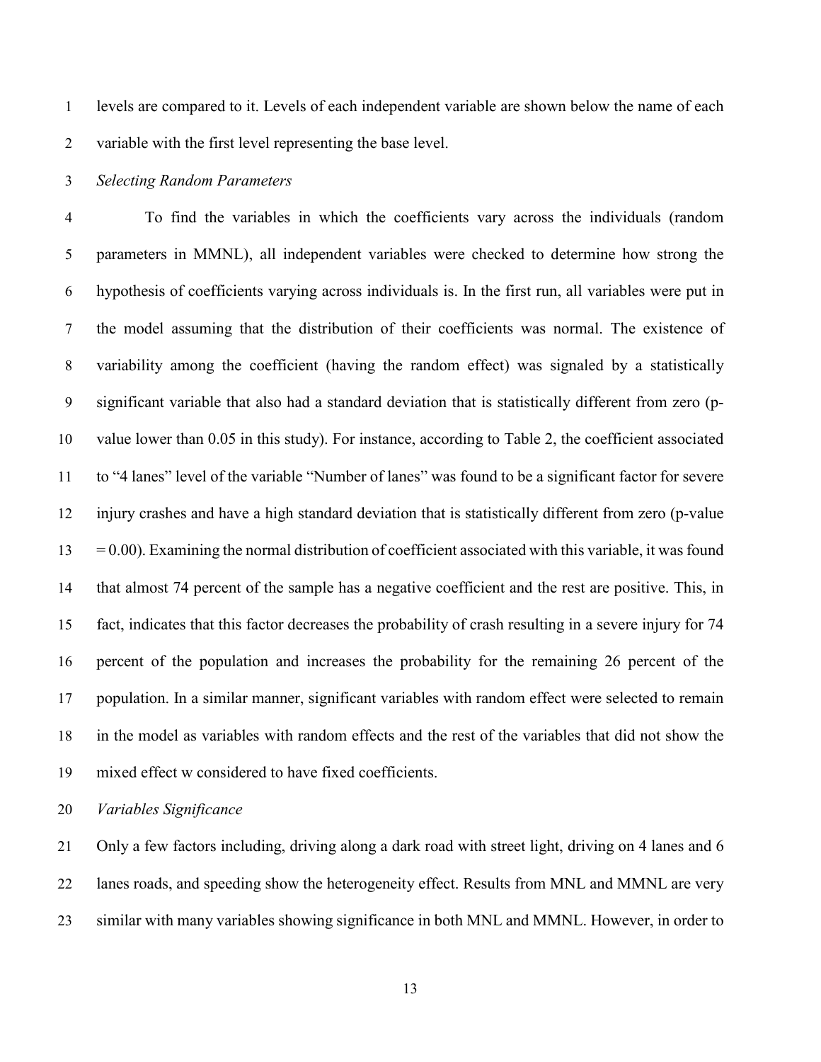levels are compared to it. Levels of each independent variable are shown below the name of each variable with the first level representing the base level.

*Selecting Random Parameters*

To find the variables in which the coefficients vary across the individuals (random parameters in MMNL), all independent variables were checked to determine how strong the hypothesis of coefficients varying across individuals is. In the first run, all variables were put in the model assuming that the distribution of their coefficients was normal. The existence of variability among the coefficient (having the random effect) was signaled by a statistically significant variable that also had a standard deviation that is statistically different from zero (p-value lower than 0.05 in this study). For instance, according to Table 2, the coefficient associated to "4 lanes" level of the variable "Number of lanes" was found to be a significant factor for severe injury crashes and have a high standard deviation that is statistically different from zero (p-value = 0.00). Examining the normal distribution of coefficient associated with this variable, it was found that almost 74 percent of the sample has a negative coefficient and the rest are positive. This, in fact, indicates that this factor decreases the probability of crash resulting in a severe injury for 74 percent of the population and increases the probability for the remaining 26 percent of the population. In a similar manner, significant variables with random effect were selected to remain in the model as variables with random effects and the rest of the variables that did not show the mixed effect w considered to have fixed coefficients.

*Variables Significance*

Only a few factors including, driving along a dark road with street light, driving on 4 lanes and 6 lanes roads, and speeding show the heterogeneity effect. Results from MNL and MMNL are very similar with many variables showing significance in both MNL and MMNL. However, in order to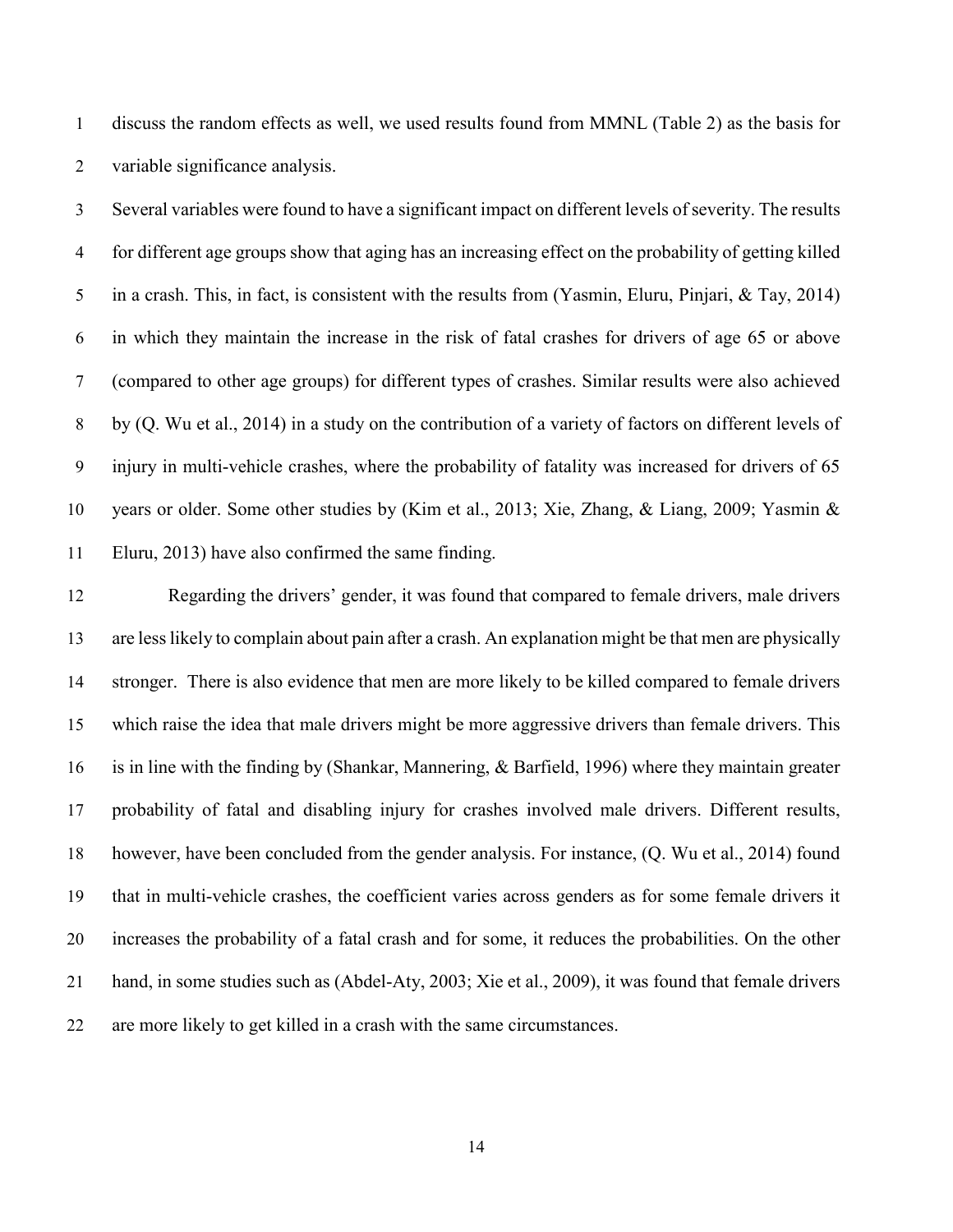discuss the random effects as well, we used results found from MMNL (Table 2) as the basis for variable significance analysis.

Several variables were found to have a significant impact on different levels of severity. The results for different age groups show that aging has an increasing effect on the probability of getting killed in a crash. This, in fact, is consistent with the results from (Yasmin, Eluru, Pinjari, & Tay, 2014) in which they maintain the increase in the risk of fatal crashes for drivers of age 65 or above (compared to other age groups) for different types of crashes. Similar results were also achieved by (Q. Wu et al., 2014) in a study on the contribution of a variety of factors on different levels of injury in multi-vehicle crashes, where the probability of fatality was increased for drivers of 65 years or older. Some other studies by (Kim et al., 2013; Xie, Zhang, & Liang, 2009; Yasmin & Eluru, 2013) have also confirmed the same finding.

Regarding the drivers' gender, it was found that compared to female drivers, male drivers are less likely to complain about pain after a crash. An explanation might be that men are physically stronger. There is also evidence that men are more likely to be killed compared to female drivers which raise the idea that male drivers might be more aggressive drivers than female drivers. This is in line with the finding by (Shankar, Mannering, & Barfield, 1996) where they maintain greater probability of fatal and disabling injury for crashes involved male drivers. Different results, however, have been concluded from the gender analysis. For instance, (Q. Wu et al., 2014) found that in multi-vehicle crashes, the coefficient varies across genders as for some female drivers it increases the probability of a fatal crash and for some, it reduces the probabilities. On the other hand, in some studies such as (Abdel-Aty, 2003; Xie et al., 2009), it was found that female drivers are more likely to get killed in a crash with the same circumstances.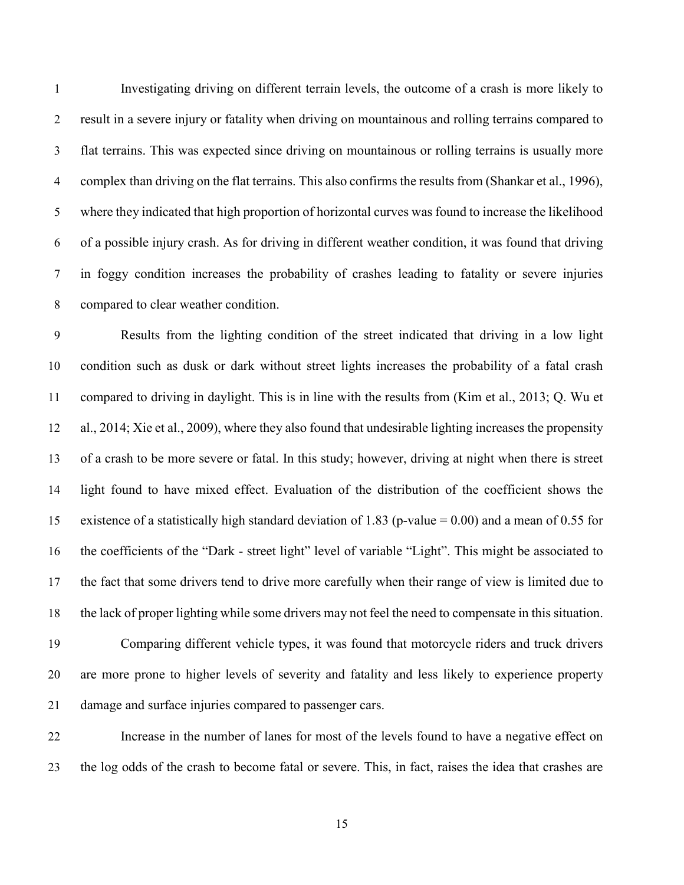Investigating driving on different terrain levels, the outcome of a crash is more likely to result in a severe injury or fatality when driving on mountainous and rolling terrains compared to flat terrains. This was expected since driving on mountainous or rolling terrains is usually more complex than driving on the flat terrains. This also confirms the results from (Shankar et al., 1996), where they indicated that high proportion of horizontal curves was found to increase the likelihood of a possible injury crash. As for driving in different weather condition, it was found that driving in foggy condition increases the probability of crashes leading to fatality or severe injuries compared to clear weather condition.

Results from the lighting condition of the street indicated that driving in a low light condition such as dusk or dark without street lights increases the probability of a fatal crash compared to driving in daylight. This is in line with the results from (Kim et al., 2013; Q. Wu et al., 2014; Xie et al., 2009), where they also found that undesirable lighting increases the propensity of a crash to be more severe or fatal. In this study; however, driving at night when there is street light found to have mixed effect. Evaluation of the distribution of the coefficient shows the existence of a statistically high standard deviation of 1.83 (p-value = 0.00) and a mean of 0.55 for the coefficients of the "Dark - street light" level of variable "Light". This might be associated to the fact that some drivers tend to drive more carefully when their range of view is limited due to the lack of proper lighting while some drivers may not feel the need to compensate in this situation.

Comparing different vehicle types, it was found that motorcycle riders and truck drivers are more prone to higher levels of severity and fatality and less likely to experience property damage and surface injuries compared to passenger cars.

Increase in the number of lanes for most of the levels found to have a negative effect on the log odds of the crash to become fatal or severe. This, in fact, raises the idea that crashes are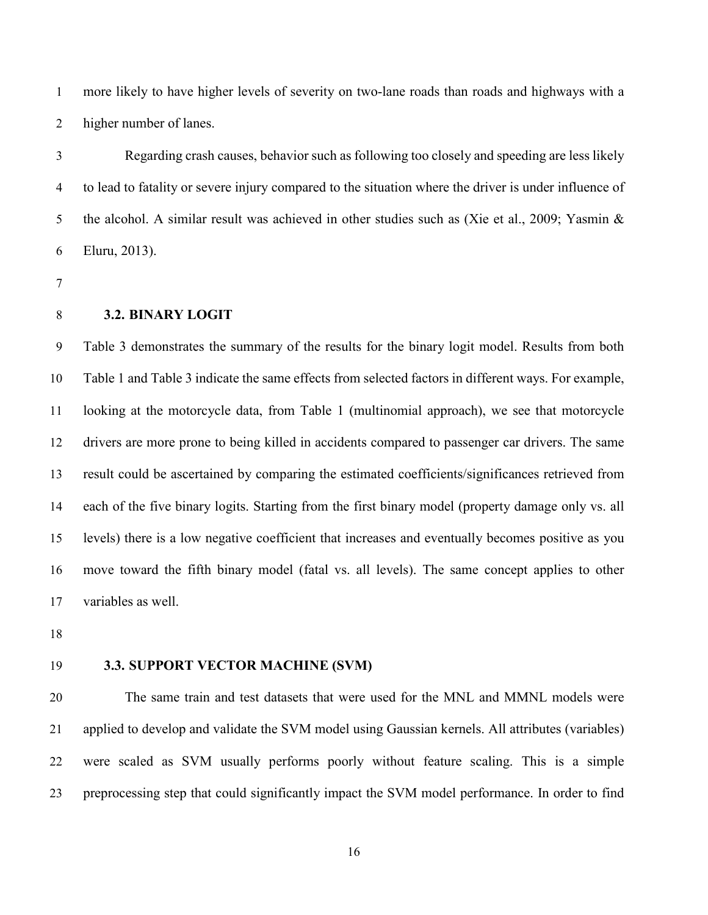more likely to have higher levels of severity on two-lane roads than roads and highways with a higher number of lanes.

Regarding crash causes, behavior such as following too closely and speeding are less likely to lead to fatality or severe injury compared to the situation where the driver is under influence of the alcohol. A similar result was achieved in other studies such as (Xie et al., 2009; Yasmin & Eluru, 2013).

### 3.2. BINARY LOGIT

Table 3 demonstrates the summary of the results for the binary logit model. Results from both Table 1 and Table 3 indicate the same effects from selected factors in different ways. For example, looking at the motorcycle data, from Table 1 (multinomial approach), we see that motorcycle drivers are more prone to being killed in accidents compared to passenger car drivers. The same result could be ascertained by comparing the estimated coefficients/significances retrieved from each of the five binary logits. Starting from the first binary model (property damage only vs. all levels) there is a low negative coefficient that increases and eventually becomes positive as you move toward the fifth binary model (fatal vs. all levels). The same concept applies to other variables as well.

### 3.3. SUPPORT VECTOR MACHINE (SVM)

The same train and test datasets that were used for the MNL and MMNL models were applied to develop and validate the SVM model using Gaussian kernels. All attributes (variables) were scaled as SVM usually performs poorly without feature scaling. This is a simple preprocessing step that could significantly impact the SVM model performance. In order to find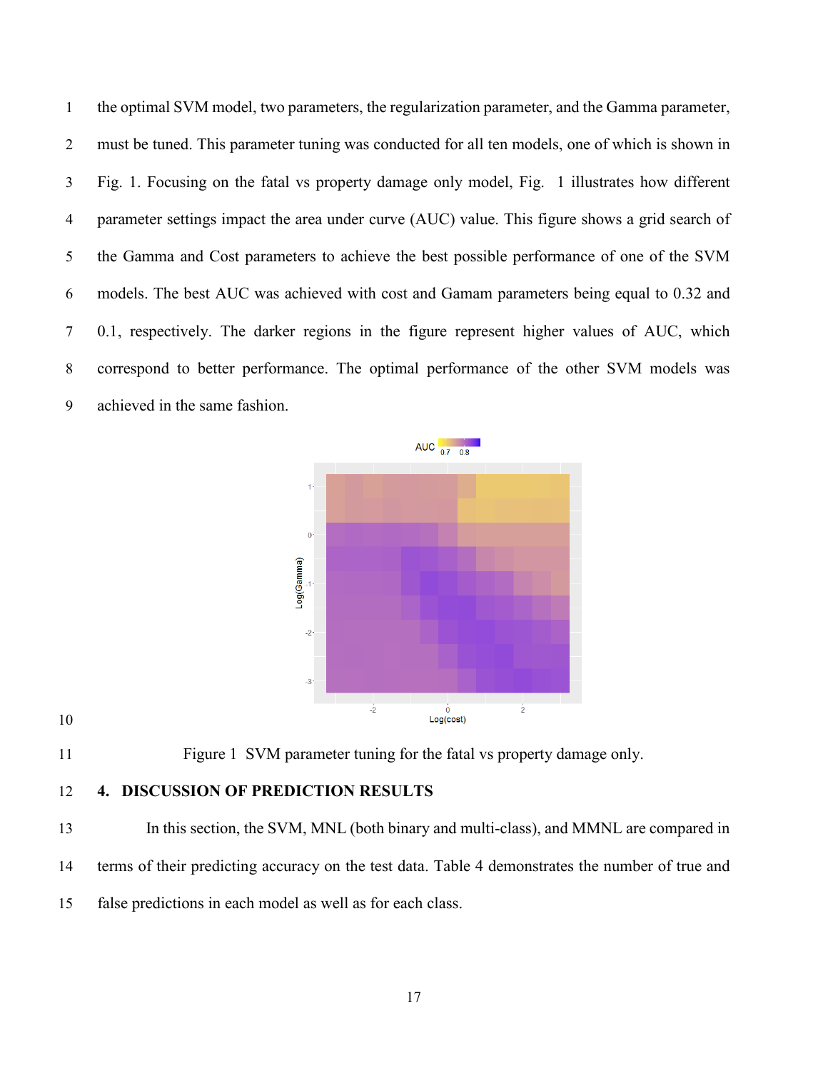the optimal SVM model, two parameters, the regularization parameter, and the Gamma parameter, must be tuned. This parameter tuning was conducted for all ten models, one of which is shown in Fig. 1. Focusing on the fatal vs property damage only model, Fig. 1 illustrates how different parameter settings impact the area under curve (AUC) value. This figure shows a grid search of the Gamma and Cost parameters to achieve the best possible performance of one of the SVM models. The best AUC was achieved with cost and Gamam parameters being equal to 0.32 and 0.1, respectively. The darker regions in the figure represent higher values of AUC, which correspond to better performance. The optimal performance of the other SVM models was achieved in the same fashion.

Figure 1 SVM parameter tuning for the fatal vs property damage only.

## 4. DISCUSSION OF PREDICTION RESULTS

In this section, the SVM, MNL (both binary and multi-class), and MMNL are compared in terms of their predicting accuracy on the test data. Table 4 demonstrates the number of true and false predictions in each model as well as for each class.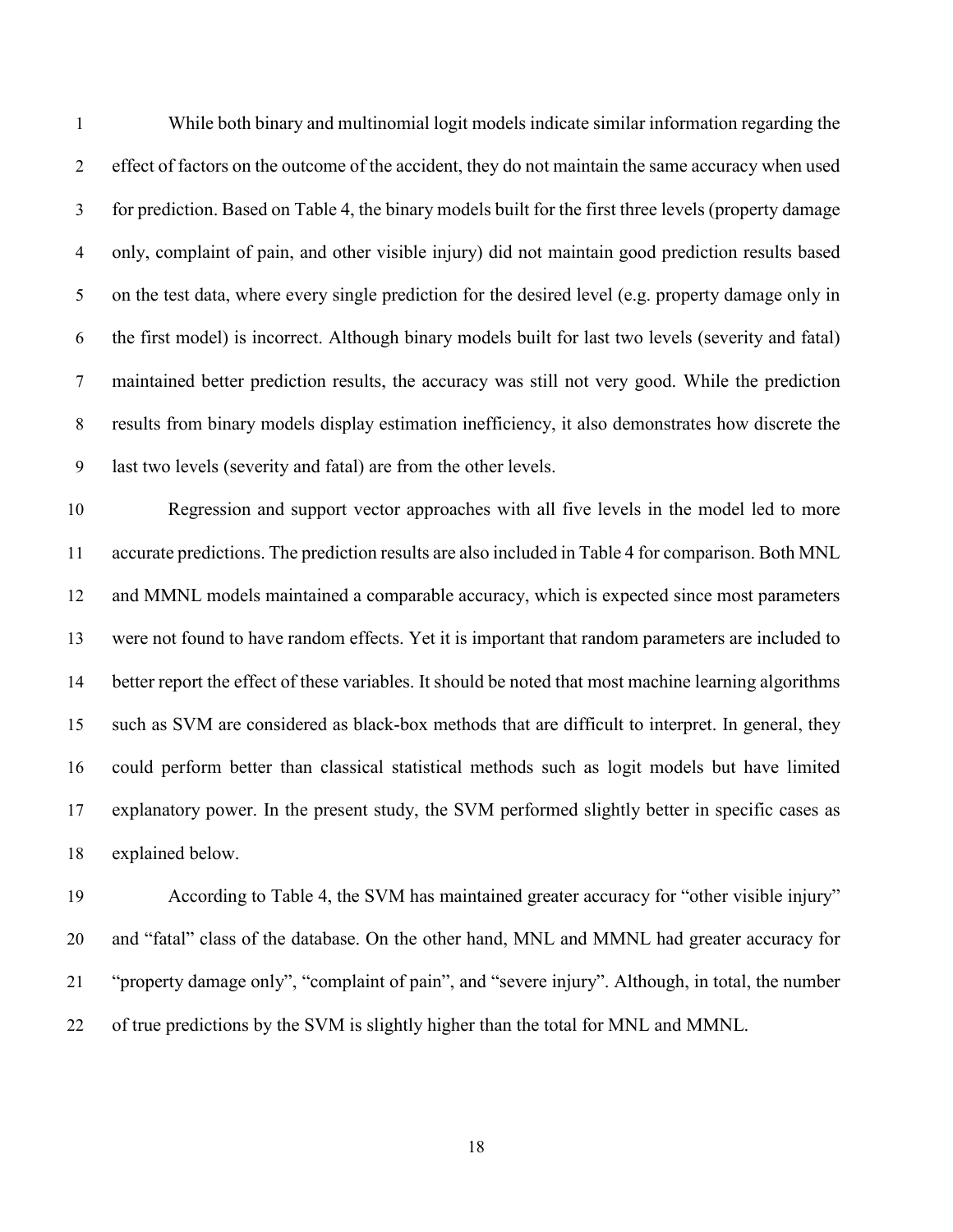While both binary and multinomial logit models indicate similar information regarding the effect of factors on the outcome of the accident, they do not maintain the same accuracy when used for prediction. Based on Table 4, the binary models built for the first three levels (property damage only, complaint of pain, and other visible injury) did not maintain good prediction results based on the test data, where every single prediction for the desired level (e.g. property damage only in the first model) is incorrect. Although binary models built for last two levels (severity and fatal) maintained better prediction results, the accuracy was still not very good. While the prediction results from binary models display estimation inefficiency, it also demonstrates how discrete the last two levels (severity and fatal) are from the other levels.

Regression and support vector approaches with all five levels in the model led to more accurate predictions. The prediction results are also included in Table 4 for comparison. Both MNL and MMNL models maintained a comparable accuracy, which is expected since most parameters were not found to have random effects. Yet it is important that random parameters are included to better report the effect of these variables. It should be noted that most machine learning algorithms such as SVM are considered as black-box methods that are difficult to interpret. In general, they could perform better than classical statistical methods such as logit models but have limited explanatory power. In the present study, the SVM performed slightly better in specific cases as explained below.

According to Table 4, the SVM has maintained greater accuracy for "other visible injury" and "fatal" class of the database. On the other hand, MNL and MMNL had greater accuracy for "property damage only", "complaint of pain", and "severe injury". Although, in total, the number of true predictions by the SVM is slightly higher than the total for MNL and MMNL.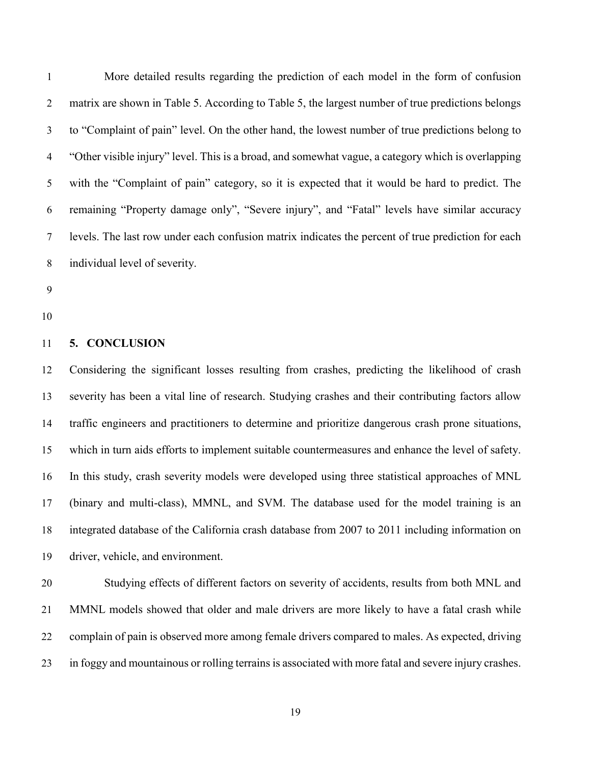More detailed results regarding the prediction of each model in the form of confusion matrix are shown in Table 5. According to Table 5, the largest number of true predictions belongs to "Complaint of pain" level. On the other hand, the lowest number of true predictions belong to "Other visible injury" level. This is a broad, and somewhat vague, a category which is overlapping with the "Complaint of pain" category, so it is expected that it would be hard to predict. The remaining "Property damage only", "Severe injury", and "Fatal" levels have similar accuracy levels. The last row under each confusion matrix indicates the percent of true prediction for each individual level of severity.

## 5. CONCLUSION

Considering the significant losses resulting from crashes, predicting the likelihood of crash severity has been a vital line of research. Studying crashes and their contributing factors allow traffic engineers and practitioners to determine and prioritize dangerous crash prone situations, which in turn aids efforts to implement suitable countermeasures and enhance the level of safety. In this study, crash severity models were developed using three statistical approaches of MNL (binary and multi-class), MMNL, and SVM. The database used for the model training is an integrated database of the California crash database from 2007 to 2011 including information on driver, vehicle, and environment.

Studying effects of different factors on severity of accidents, results from both MNL and MMNL models showed that older and male drivers are more likely to have a fatal crash while complain of pain is observed more among female drivers compared to males. As expected, driving in foggy and mountainous or rolling terrains is associated with more fatal and severe injury crashes.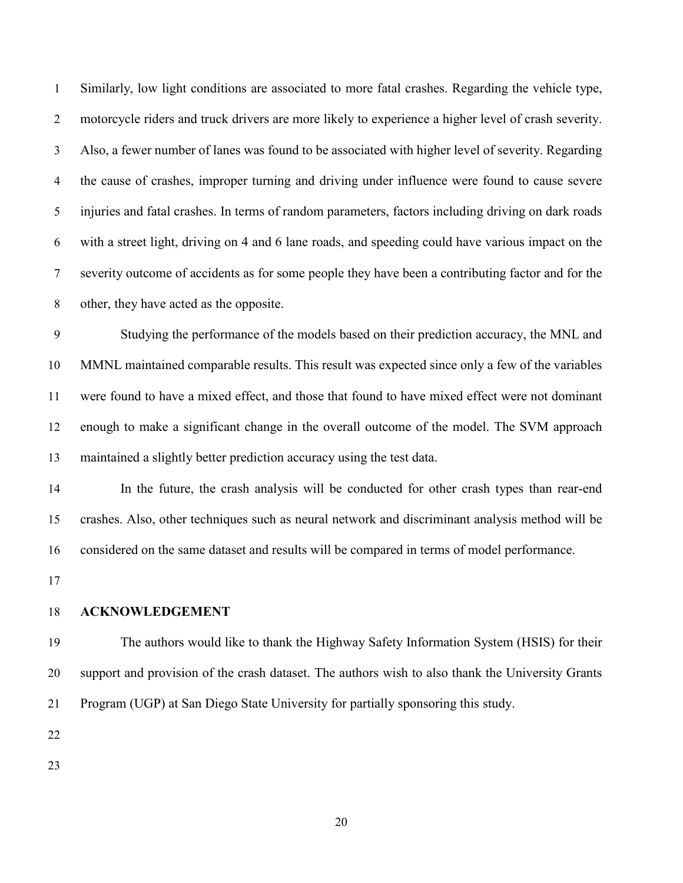Similarly, low light conditions are associated to more fatal crashes. Regarding the vehicle type, motorcycle riders and truck drivers are more likely to experience a higher level of crash severity. Also, a fewer number of lanes was found to be associated with higher level of severity. Regarding the cause of crashes, improper turning and driving under influence were found to cause severe injuries and fatal crashes. In terms of random parameters, factors including driving on dark roads with a street light, driving on 4 and 6 lane roads, and speeding could have various impact on the severity outcome of accidents as for some people they have been a contributing factor and for the other, they have acted as the opposite.

Studying the performance of the models based on their prediction accuracy, the MNL and MMNL maintained comparable results. This result was expected since only a few of the variables were found to have a mixed effect, and those that found to have mixed effect were not dominant enough to make a significant change in the overall outcome of the model. The SVM approach maintained a slightly better prediction accuracy using the test data.

In the future, the crash analysis will be conducted for other crash types than rear-end crashes. Also, other techniques such as neural network and discriminant analysis method will be considered on the same dataset and results will be compared in terms of model performance.

## ACKNOWLEDGEMENT

The authors would like to thank the Highway Safety Information System (HSIS) for their support and provision of the crash dataset. The authors wish to also thank the University Grants Program (UGP) at San Diego State University for partially sponsoring this study.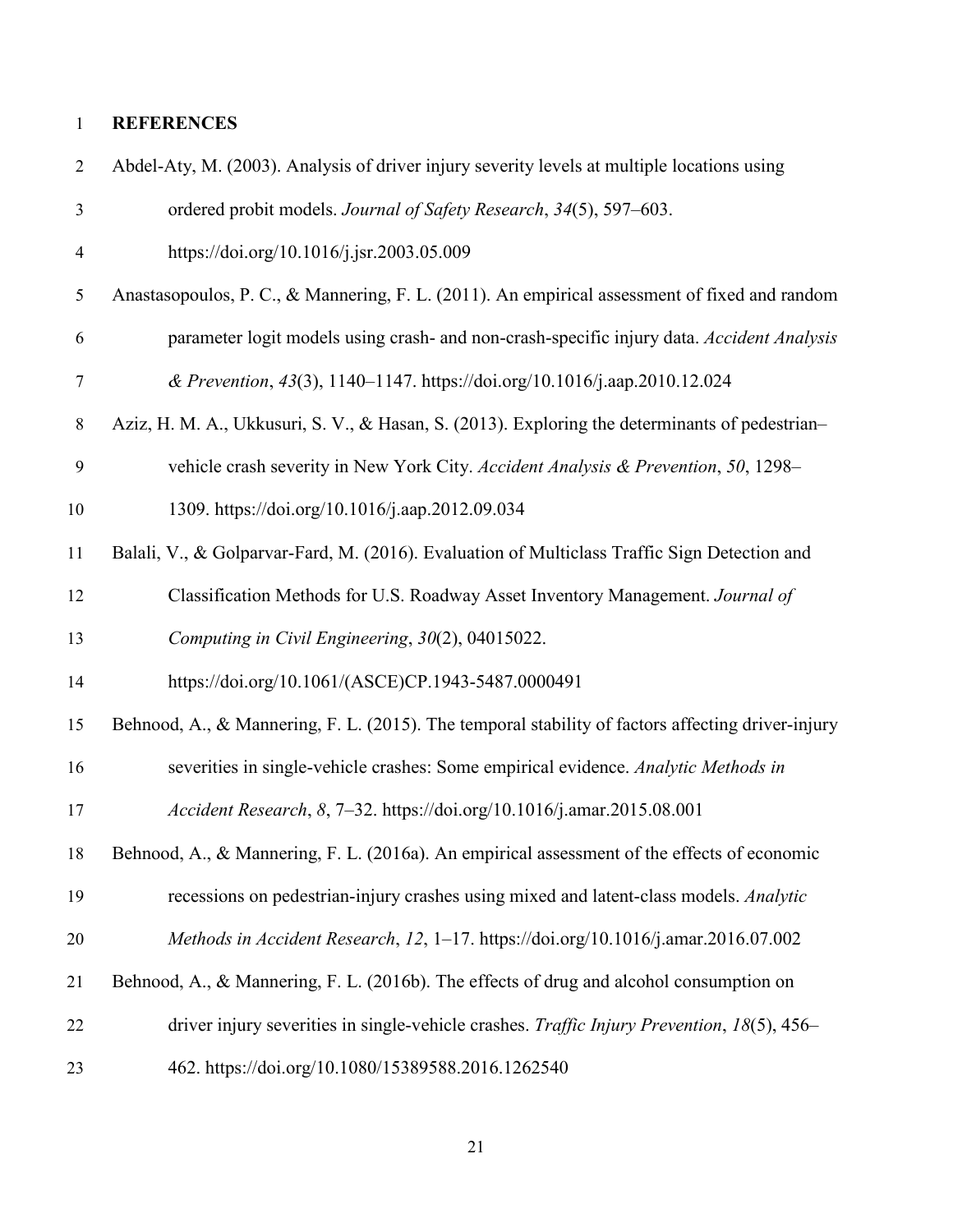## REFERENCES

Abdel-Aty, M. (2003). Analysis of driver injury severity levels at multiple locations using ordered probit models. *Journal of Safety Research*, *34*(5), 597–603. https://doi.org/10.1016/j.jsr.2003.05.009

Anastasopoulos, P. C., & Mannering, F. L. (2011). An empirical assessment of fixed and random parameter logit models using crash- and non-crash-specific injury data. *Accident Analysis & Prevention*, *43*(3), 1140–1147. https://doi.org/10.1016/j.aap.2010.12.024

Aziz, H. M. A., Ukkusuri, S. V., & Hasan, S. (2013). Exploring the determinants of pedestrian–vehicle crash severity in New York City. *Accident Analysis & Prevention*, *50*, 1298–1309. https://doi.org/10.1016/j.aap.2012.09.034

Balali, V., & Golparvar-Fard, M. (2016). Evaluation of Multiclass Traffic Sign Detection and Classification Methods for U.S. Roadway Asset Inventory Management. *Journal of Computing in Civil Engineering*, *30*(2), 04015022. https://doi.org/10.1061/(ASCE)CP.1943-5487.0000491

Behnood, A., & Mannering, F. L. (2015). The temporal stability of factors affecting driver-injury severities in single-vehicle crashes: Some empirical evidence. *Analytic Methods in Accident Research*, *8*, 7–32. https://doi.org/10.1016/j.amar.2015.08.001

Behnood, A., & Mannering, F. L. (2016a). An empirical assessment of the effects of economic recessions on pedestrian-injury crashes using mixed and latent-class models. *Analytic Methods in Accident Research*, *12*, 1–17. https://doi.org/10.1016/j.amar.2016.07.002

Behnood, A., & Mannering, F. L. (2016b). The effects of drug and alcohol consumption on driver injury severities in single-vehicle crashes. *Traffic Injury Prevention*, *18*(5), 456–462. https://doi.org/10.1080/15389588.2016.1262540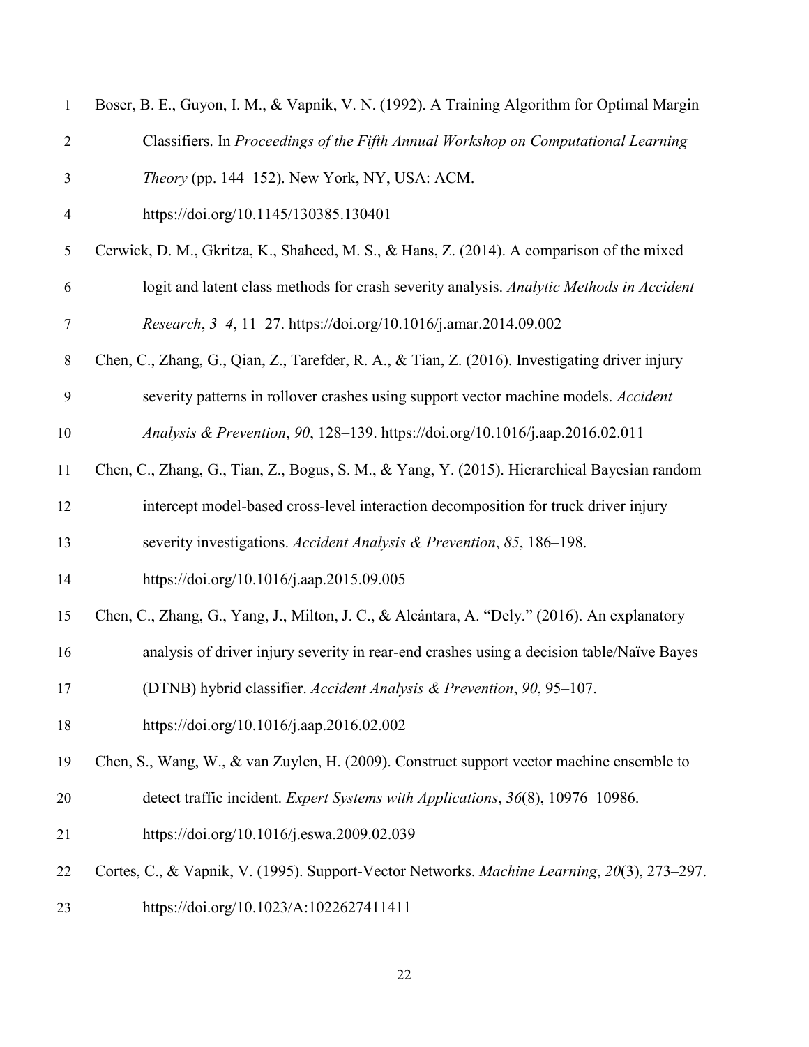Boser, B. E., Guyon, I. M., & Vapnik, V. N. (1992). A Training Algorithm for Optimal Margin Classifiers. In *Proceedings of the Fifth Annual Workshop on Computational Learning Theory* (pp. 144–152). New York, NY, USA: ACM. https://doi.org/10.1145/130385.130401

Cerwick, D. M., Gkritza, K., Shaheed, M. S., & Hans, Z. (2014). A comparison of the mixed logit and latent class methods for crash severity analysis. *Analytic Methods in Accident Research*, *3–4*, 11–27. https://doi.org/10.1016/j.amar.2014.09.002

Chen, C., Zhang, G., Qian, Z., Tarefder, R. A., & Tian, Z. (2016). Investigating driver injury severity patterns in rollover crashes using support vector machine models. *Accident Analysis & Prevention*, *90*, 128–139. https://doi.org/10.1016/j.aap.2016.02.011

Chen, C., Zhang, G., Tian, Z., Bogus, S. M., & Yang, Y. (2015). Hierarchical Bayesian random intercept model-based cross-level interaction decomposition for truck driver injury severity investigations. *Accident Analysis & Prevention*, *85*, 186–198. https://doi.org/10.1016/j.aap.2015.09.005

Chen, C., Zhang, G., Yang, J., Milton, J. C., & Alcántara, A. "Dely." (2016). An explanatory analysis of driver injury severity in rear-end crashes using a decision table/Naïve Bayes (DTNB) hybrid classifier. *Accident Analysis & Prevention*, *90*, 95–107. https://doi.org/10.1016/j.aap.2016.02.002

Chen, S., Wang, W., & van Zuylen, H. (2009). Construct support vector machine ensemble to detect traffic incident. *Expert Systems with Applications*, *36*(8), 10976–10986. https://doi.org/10.1016/j.eswa.2009.02.039

Cortes, C., & Vapnik, V. (1995). Support-Vector Networks. *Machine Learning*, *20*(3), 273–297. https://doi.org/10.1023/A:1022627411411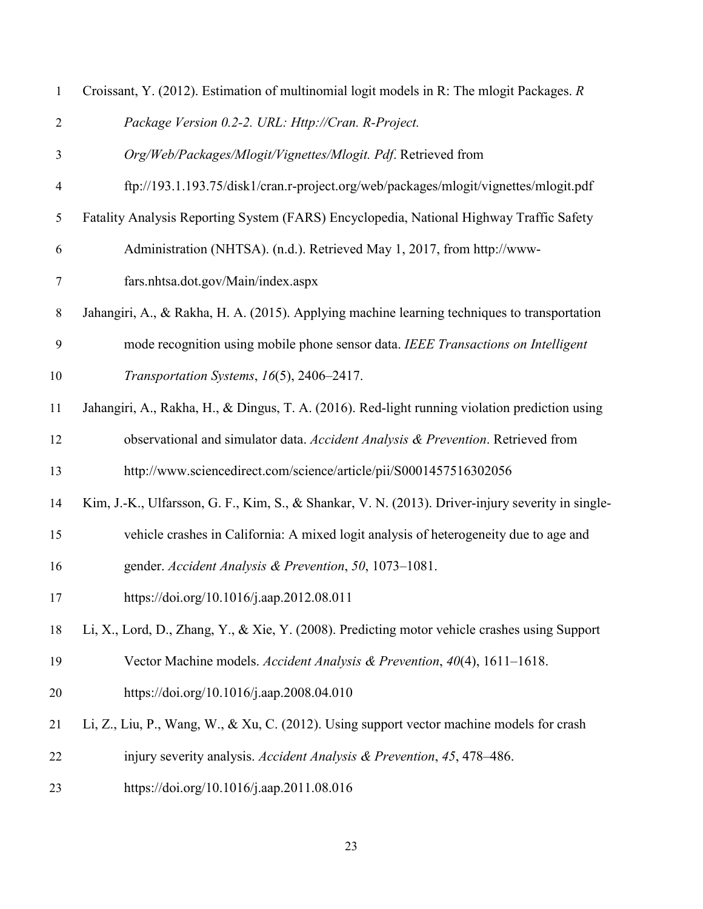Croissant, Y. (2012). Estimation of multinomial logit models in R: The mlogit Packages. *R Package Version 0.2-2. URL: Http://Cran. R-Project. Org/Web/Packages/Mlogit/Vignettes/Mlogit. Pdf*. Retrieved from ftp://193.1.193.75/disk1/cran.r-project.org/web/packages/mlogit/vignettes/mlogit.pdf

Fatality Analysis Reporting System (FARS) Encyclopedia, National Highway Traffic Safety Administration (NHTSA). (n.d.). Retrieved May 1, 2017, from http://www-fars.nhtsa.dot.gov/Main/index.aspx

Jahangiri, A., & Rakha, H. A. (2015). Applying machine learning techniques to transportation mode recognition using mobile phone sensor data. *IEEE Transactions on Intelligent Transportation Systems*, *16*(5), 2406–2417.

Jahangiri, A., Rakha, H., & Dingus, T. A. (2016). Red-light running violation prediction using observational and simulator data. *Accident Analysis & Prevention*. Retrieved from http://www.sciencedirect.com/science/article/pii/S0001457516302056

Kim, J.-K., Ulfarsson, G. F., Kim, S., & Shankar, V. N. (2013). Driver-injury severity in single-vehicle crashes in California: A mixed logit analysis of heterogeneity due to age and gender. *Accident Analysis & Prevention*, *50*, 1073–1081. https://doi.org/10.1016/j.aap.2012.08.011

Li, X., Lord, D., Zhang, Y., & Xie, Y. (2008). Predicting motor vehicle crashes using Support Vector Machine models. *Accident Analysis & Prevention*, *40*(4), 1611–1618. https://doi.org/10.1016/j.aap.2008.04.010

Li, Z., Liu, P., Wang, W., & Xu, C. (2012). Using support vector machine models for crash injury severity analysis. *Accident Analysis & Prevention*, *45*, 478–486. https://doi.org/10.1016/j.aap.2011.08.016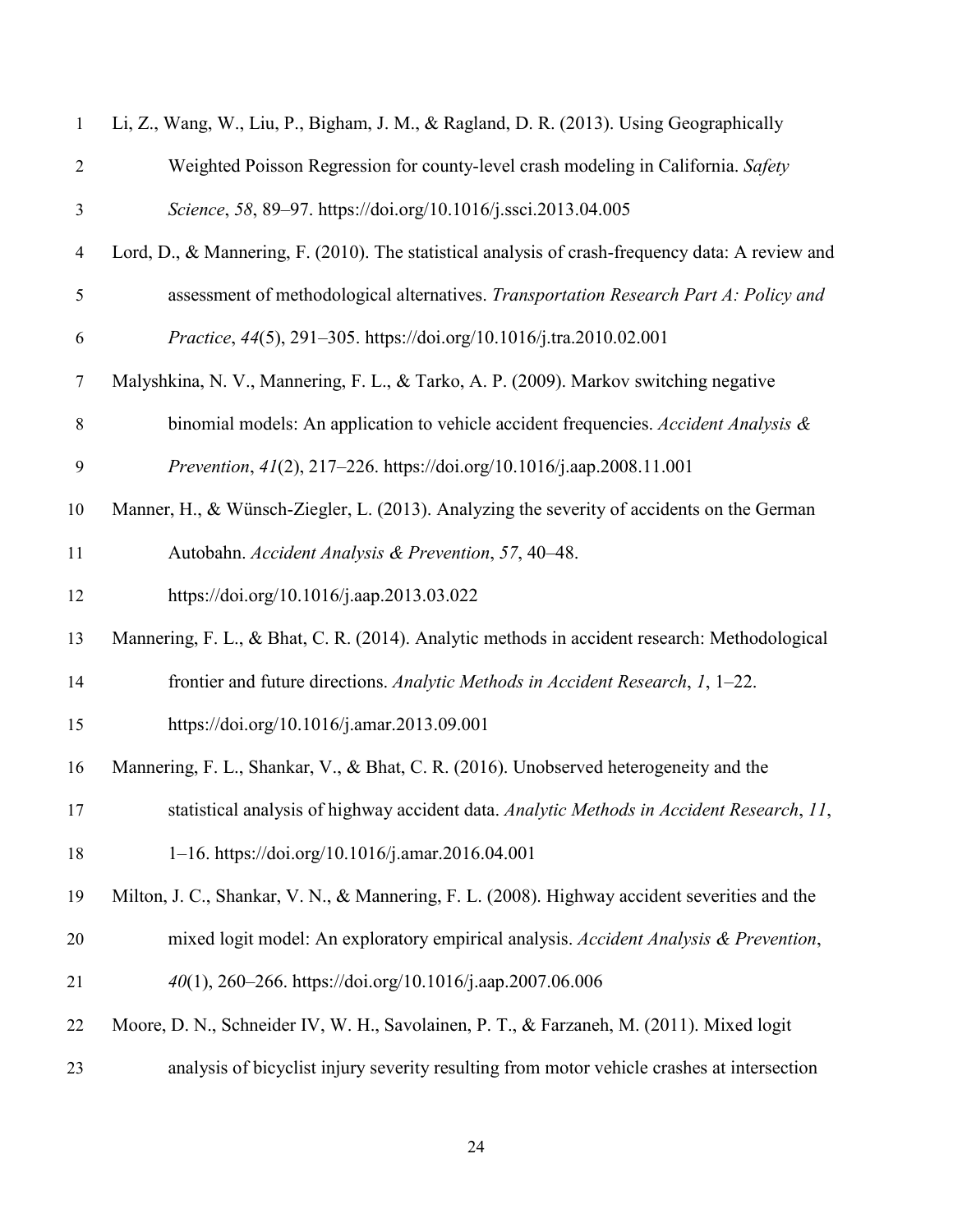Li, Z., Wang, W., Liu, P., Bigham, J. M., & Ragland, D. R. (2013). Using Geographically Weighted Poisson Regression for county-level crash modeling in California. *Safety Science*, *58*, 89–97. https://doi.org/10.1016/j.ssci.2013.04.005

Lord, D., & Mannering, F. (2010). The statistical analysis of crash-frequency data: A review and assessment of methodological alternatives. *Transportation Research Part A: Policy and Practice*, *44*(5), 291–305. https://doi.org/10.1016/j.tra.2010.02.001

Malyshkina, N. V., Mannering, F. L., & Tarko, A. P. (2009). Markov switching negative binomial models: An application to vehicle accident frequencies. *Accident Analysis & Prevention*, *41*(2), 217–226. https://doi.org/10.1016/j.aap.2008.11.001

Manner, H., & Wünsch-Ziegler, L. (2013). Analyzing the severity of accidents on the German Autobahn. *Accident Analysis & Prevention*, *57*, 40–48. https://doi.org/10.1016/j.aap.2013.03.022

Mannering, F. L., & Bhat, C. R. (2014). Analytic methods in accident research: Methodological frontier and future directions. *Analytic Methods in Accident Research*, *1*, 1–22. https://doi.org/10.1016/j.amar.2013.09.001

Mannering, F. L., Shankar, V., & Bhat, C. R. (2016). Unobserved heterogeneity and the statistical analysis of highway accident data. *Analytic Methods in Accident Research*, *11*, 1–16. https://doi.org/10.1016/j.amar.2016.04.001

Milton, J. C., Shankar, V. N., & Mannering, F. L. (2008). Highway accident severities and the mixed logit model: An exploratory empirical analysis. *Accident Analysis & Prevention*, *40*(1), 260–266. https://doi.org/10.1016/j.aap.2007.06.006

Moore, D. N., Schneider IV, W. H., Savolainen, P. T., & Farzaneh, M. (2011). Mixed logit analysis of bicyclist injury severity resulting from motor vehicle crashes at intersection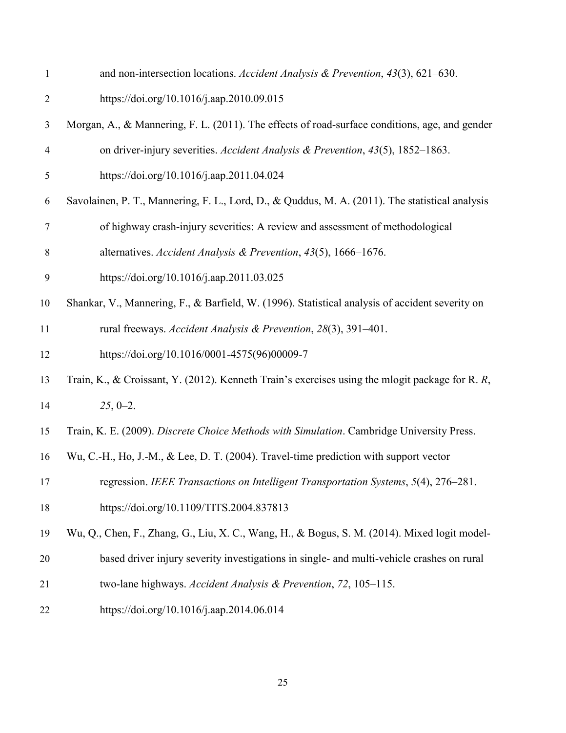and non-intersection locations. *Accident Analysis & Prevention*, *43*(3), 621–630. https://doi.org/10.1016/j.aap.2010.09.015

Morgan, A., & Mannering, F. L. (2011). The effects of road-surface conditions, age, and gender on driver-injury severities. *Accident Analysis & Prevention*, *43*(5), 1852–1863. https://doi.org/10.1016/j.aap.2011.04.024

Savolainen, P. T., Mannering, F. L., Lord, D., & Quddus, M. A. (2011). The statistical analysis of highway crash-injury severities: A review and assessment of methodological alternatives. *Accident Analysis & Prevention*, *43*(5), 1666–1676. https://doi.org/10.1016/j.aap.2011.03.025

Shankar, V., Mannering, F., & Barfield, W. (1996). Statistical analysis of accident severity on rural freeways. *Accident Analysis & Prevention*, *28*(3), 391–401. https://doi.org/10.1016/0001-4575(96)00009-7

Train, K., & Croissant, Y. (2012). Kenneth Train's exercises using the mlogit package for R. *R*, *25*, 0–2.

Train, K. E. (2009). *Discrete Choice Methods with Simulation*. Cambridge University Press.

Wu, C.-H., Ho, J.-M., & Lee, D. T. (2004). Travel-time prediction with support vector regression. *IEEE Transactions on Intelligent Transportation Systems*, *5*(4), 276–281. https://doi.org/10.1109/TITS.2004.837813

Wu, Q., Chen, F., Zhang, G., Liu, X. C., Wang, H., & Bogus, S. M. (2014). Mixed logit model-based driver injury severity investigations in single- and multi-vehicle crashes on rural two-lane highways. *Accident Analysis & Prevention*, *72*, 105–115. https://doi.org/10.1016/j.aap.2014.06.014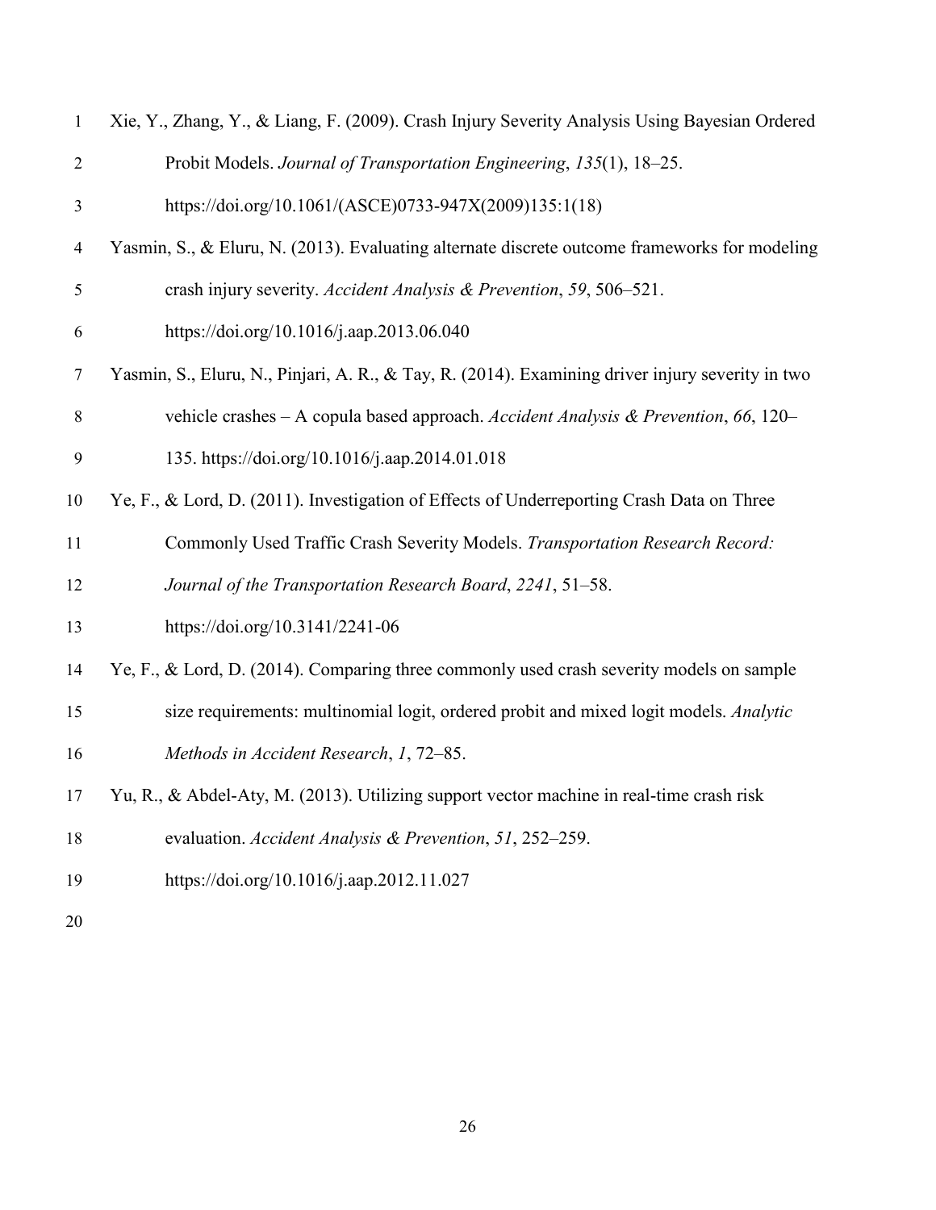Xie, Y., Zhang, Y., & Liang, F. (2009). Crash Injury Severity Analysis Using Bayesian Ordered Probit Models. *Journal of Transportation Engineering*, *135*(1), 18–25. https://doi.org/10.1061/(ASCE)0733-947X(2009)135:1(18)

Yasmin, S., & Eluru, N. (2013). Evaluating alternate discrete outcome frameworks for modeling crash injury severity. *Accident Analysis & Prevention*, *59*, 506–521. https://doi.org/10.1016/j.aap.2013.06.040

Yasmin, S., Eluru, N., Pinjari, A. R., & Tay, R. (2014). Examining driver injury severity in two vehicle crashes – A copula based approach. *Accident Analysis & Prevention*, *66*, 120–135. https://doi.org/10.1016/j.aap.2014.01.018

Ye, F., & Lord, D. (2011). Investigation of Effects of Underreporting Crash Data on Three Commonly Used Traffic Crash Severity Models. *Transportation Research Record: Journal of the Transportation Research Board*, *2241*, 51–58. https://doi.org/10.3141/2241-06

Ye, F., & Lord, D. (2014). Comparing three commonly used crash severity models on sample size requirements: multinomial logit, ordered probit and mixed logit models. *Analytic Methods in Accident Research*, *1*, 72–85.

Yu, R., & Abdel-Aty, M. (2013). Utilizing support vector machine in real-time crash risk evaluation. *Accident Analysis & Prevention*, *51*, 252–259. https://doi.org/10.1016/j.aap.2012.11.027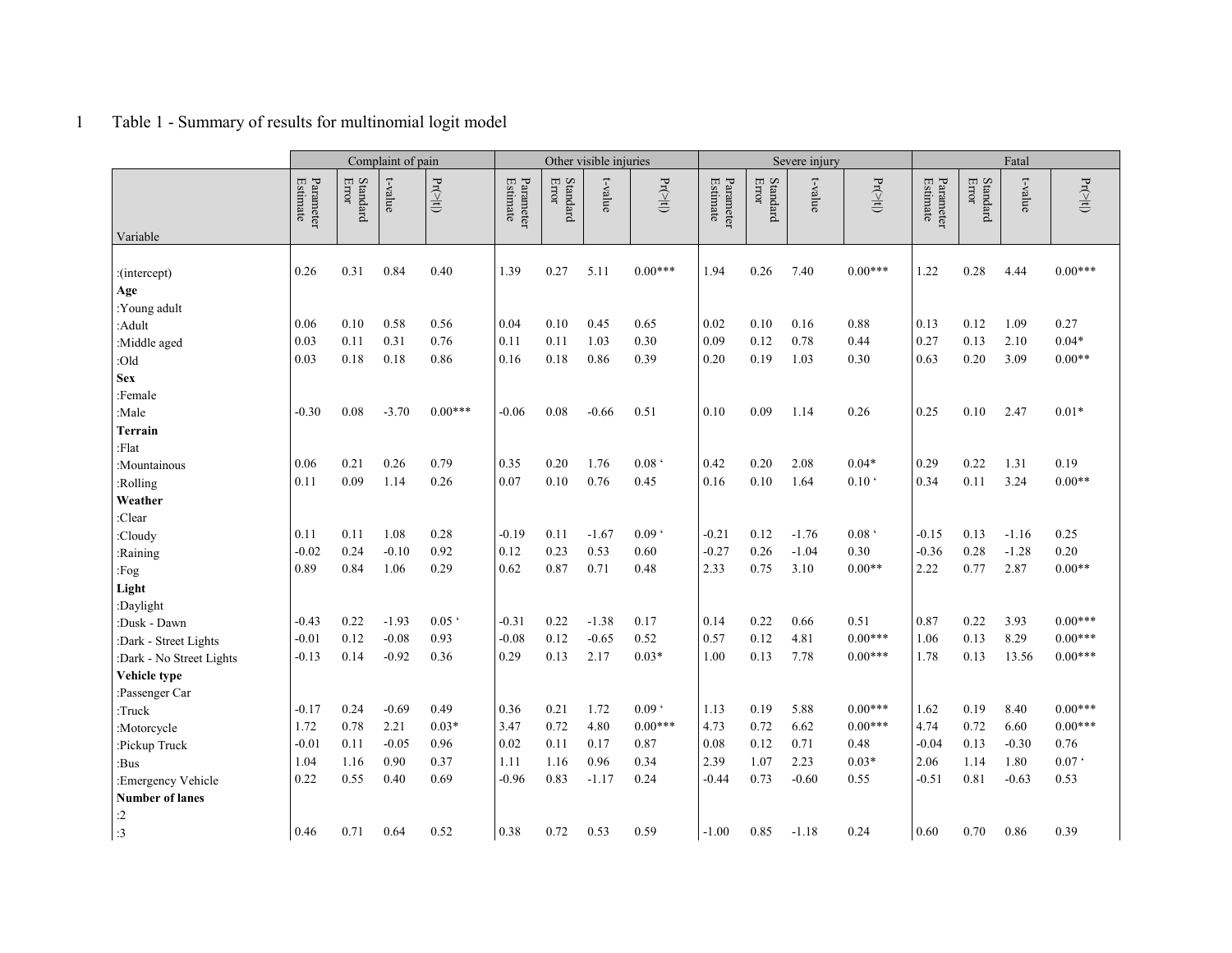Table 1 - Summary of results for multinomial logit model

| Variable | Complaint of pain | | | | Other visible injuries | | | | Severe injury | | | | Fatal | | | |
|---|---|---|---|---|---|---|---|---|---|---|---|---|---|---|---|---|
| | Parameter Estimate | Standard Error | t-value | Pr(>\|t\|) | Parameter Estimate | Standard Error | t-value | Pr(>\|t\|) | Parameter Estimate | Standard Error | t-value | Pr(>\|t\|) | Parameter Estimate | Standard Error | t-value | Pr(>\|t\|) |
| :(intercept) | 0.26 | 0.31 | 0.84 | 0.40 | 1.39 | 0.27 | 5.11 | 0.00*** | 1.94 | 0.26 | 7.40 | 0.00*** | 1.22 | 0.28 | 4.44 | 0.00*** |
| **Age** | | | | | | | | | | | | | | | | |
| :Young adult | | | | | | | | | | | | | | | | |
| :Adult | 0.06 | 0.10 | 0.58 | 0.56 | 0.04 | 0.10 | 0.45 | 0.65 | 0.02 | 0.10 | 0.16 | 0.88 | 0.13 | 0.12 | 1.09 | 0.27 |
| :Middle aged | 0.03 | 0.11 | 0.31 | 0.76 | 0.11 | 0.11 | 1.03 | 0.30 | 0.09 | 0.12 | 0.78 | 0.44 | 0.27 | 0.13 | 2.10 | 0.04* |
| :Old | 0.03 | 0.18 | 0.18 | 0.86 | 0.16 | 0.18 | 0.86 | 0.39 | 0.20 | 0.19 | 1.03 | 0.30 | 0.63 | 0.20 | 3.09 | 0.00** |
| **Sex** | | | | | | | | | | | | | | | | |
| :Female | | | | | | | | | | | | | | | | |
| :Male | -0.30 | 0.08 | -3.70 | 0.00*** | -0.06 | 0.08 | -0.66 | 0.51 | 0.10 | 0.09 | 1.14 | 0.26 | 0.25 | 0.10 | 2.47 | 0.01* |
| **Terrain** | | | | | | | | | | | | | | | | |
| :Flat | | | | | | | | | | | | | | | | |
| :Mountainous | 0.06 | 0.21 | 0.26 | 0.79 | 0.35 | 0.20 | 1.76 | 0.08 ‘ | 0.42 | 0.20 | 2.08 | 0.04* | 0.29 | 0.22 | 1.31 | 0.19 |
| :Rolling | 0.11 | 0.09 | 1.14 | 0.26 | 0.07 | 0.10 | 0.76 | 0.45 | 0.16 | 0.10 | 1.64 | 0.10 ‘ | 0.34 | 0.11 | 3.24 | 0.00** |
| **Weather** | | | | | | | | | | | | | | | | |
| :Clear | | | | | | | | | | | | | | | | |
| :Cloudy | 0.11 | 0.11 | 1.08 | 0.28 | -0.19 | 0.11 | -1.67 | 0.09 ‘ | -0.21 | 0.12 | -1.76 | 0.08 ‘ | -0.15 | 0.13 | -1.16 | 0.25 |
| :Raining | -0.02 | 0.24 | -0.10 | 0.92 | 0.12 | 0.23 | 0.53 | 0.60 | -0.27 | 0.26 | -1.04 | 0.30 | -0.36 | 0.28 | -1.28 | 0.20 |
| :Fog | 0.89 | 0.84 | 1.06 | 0.29 | 0.62 | 0.87 | 0.71 | 0.48 | 2.33 | 0.75 | 3.10 | 0.00** | 2.22 | 0.77 | 2.87 | 0.00** |
| **Light** | | | | | | | | | | | | | | | | |
| :Daylight | | | | | | | | | | | | | | | | |
| :Dusk - Dawn | -0.43 | 0.22 | -1.93 | 0.05 ‘ | -0.31 | 0.22 | -1.38 | 0.17 | 0.14 | 0.22 | 0.66 | 0.51 | 0.87 | 0.22 | 3.93 | 0.00*** |
| :Dark - Street Lights | -0.01 | 0.12 | -0.08 | 0.93 | -0.08 | 0.12 | -0.65 | 0.52 | 0.57 | 0.12 | 4.81 | 0.00*** | 1.06 | 0.13 | 8.29 | 0.00*** |
| :Dark - No Street Lights | -0.13 | 0.14 | -0.92 | 0.36 | 0.29 | 0.13 | 2.17 | 0.03* | 1.00 | 0.13 | 7.78 | 0.00*** | 1.78 | 0.13 | 13.56 | 0.00*** |
| **Vehicle type** | | | | | | | | | | | | | | | | |
| :Passenger Car | | | | | | | | | | | | | | | | |
| :Truck | -0.17 | 0.24 | -0.69 | 0.49 | 0.36 | 0.21 | 1.72 | 0.09 ‘ | 1.13 | 0.19 | 5.88 | 0.00*** | 1.62 | 0.19 | 8.40 | 0.00*** |
| :Motorcycle | 1.72 | 0.78 | 2.21 | 0.03* | 3.47 | 0.72 | 4.80 | 0.00*** | 4.73 | 0.72 | 6.62 | 0.00*** | 4.74 | 0.72 | 6.60 | 0.00*** |
| :Pickup Truck | -0.01 | 0.11 | -0.05 | 0.96 | 0.02 | 0.11 | 0.17 | 0.87 | 0.08 | 0.12 | 0.71 | 0.48 | -0.04 | 0.13 | -0.30 | 0.76 |
| :Bus | 1.04 | 1.16 | 0.90 | 0.37 | 1.11 | 1.16 | 0.96 | 0.34 | 2.39 | 1.07 | 2.23 | 0.03* | 2.06 | 1.14 | 1.80 | 0.07 ‘ |
| :Emergency Vehicle | 0.22 | 0.55 | 0.40 | 0.69 | -0.96 | 0.83 | -1.17 | 0.24 | -0.44 | 0.73 | -0.60 | 0.55 | -0.51 | 0.81 | -0.63 | 0.53 |
| **Number of lanes** | | | | | | | | | | | | | | | | |
| :2 | | | | | | | | | | | | | | | | |
| :3 | 0.46 | 0.71 | 0.64 | 0.52 | 0.38 | 0.72 | 0.53 | 0.59 | -1.00 | 0.85 | -1.18 | 0.24 | 0.60 | 0.70 | 0.86 | 0.39 |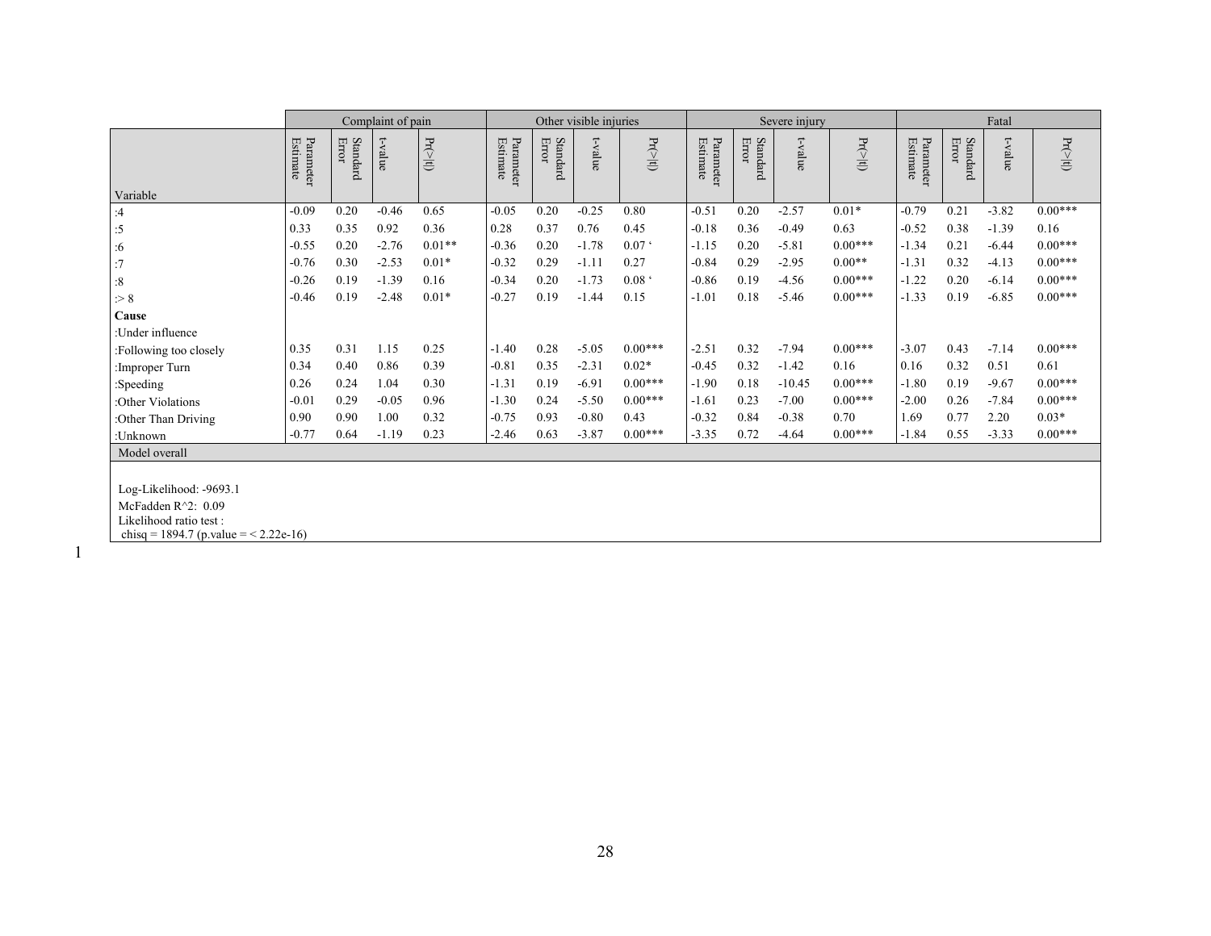| Variable | Complaint of pain | | | | Other visible injuries | | | | Severe injury | | | | Fatal | | | |
|---|---|---|---|---|---|---|---|---|---|---|---|---|---|---|---|---|
| | Parameter Estimate | Standard Error | t-value | Pr(>\|t\|) | Parameter Estimate | Standard Error | t-value | Pr(>\|t\|) | Parameter Estimate | Standard Error | t-value | Pr(>\|t\|) | Parameter Estimate | Standard Error | t-value | Pr(>\|t\|) |
| :4 | -0.09 | 0.20 | -0.46 | 0.65 | -0.05 | 0.20 | -0.25 | 0.80 | -0.51 | 0.20 | -2.57 | 0.01* | -0.79 | 0.21 | -3.82 | 0.00*** |
| :5 | 0.33 | 0.35 | 0.92 | 0.36 | 0.28 | 0.37 | 0.76 | 0.45 | -0.18 | 0.36 | -0.49 | 0.63 | -0.52 | 0.38 | -1.39 | 0.16 |
| :6 | -0.55 | 0.20 | -2.76 | 0.01** | -0.36 | 0.20 | -1.78 | 0.07 ‘ | -1.15 | 0.20 | -5.81 | 0.00*** | -1.34 | 0.21 | -6.44 | 0.00*** |
| :7 | -0.76 | 0.30 | -2.53 | 0.01* | -0.32 | 0.29 | -1.11 | 0.27 | -0.84 | 0.29 | -2.95 | 0.00** | -1.31 | 0.32 | -4.13 | 0.00*** |
| :8 | -0.26 | 0.19 | -1.39 | 0.16 | -0.34 | 0.20 | -1.73 | 0.08 ‘ | -0.86 | 0.19 | -4.56 | 0.00*** | -1.22 | 0.20 | -6.14 | 0.00*** |
| :> 8 | -0.46 | 0.19 | -2.48 | 0.01* | -0.27 | 0.19 | -1.44 | 0.15 | -1.01 | 0.18 | -5.46 | 0.00*** | -1.33 | 0.19 | -6.85 | 0.00*** |
| **Cause** | | | | | | | | | | | | | | | | |
| :Under influence | | | | | | | | | | | | | | | | |
| :Following too closely | 0.35 | 0.31 | 1.15 | 0.25 | -1.40 | 0.28 | -5.05 | 0.00*** | -2.51 | 0.32 | -7.94 | 0.00*** | -3.07 | 0.43 | -7.14 | 0.00*** |
| :Improper Turn | 0.34 | 0.40 | 0.86 | 0.39 | -0.81 | 0.35 | -2.31 | 0.02* | -0.45 | 0.32 | -1.42 | 0.16 | 0.16 | 0.32 | 0.51 | 0.61 |
| :Speeding | 0.26 | 0.24 | 1.04 | 0.30 | -1.31 | 0.19 | -6.91 | 0.00*** | -1.90 | 0.18 | -10.45 | 0.00*** | -1.80 | 0.19 | -9.67 | 0.00*** |
| :Other Violations | -0.01 | 0.29 | -0.05 | 0.96 | -1.30 | 0.24 | -5.50 | 0.00*** | -1.61 | 0.23 | -7.00 | 0.00*** | -2.00 | 0.26 | -7.84 | 0.00*** |
| :Other Than Driving | 0.90 | 0.90 | 1.00 | 0.32 | -0.75 | 0.93 | -0.80 | 0.43 | -0.32 | 0.84 | -0.38 | 0.70 | 1.69 | 0.77 | 2.20 | 0.03* |
| :Unknown | -0.77 | 0.64 | -1.19 | 0.23 | -2.46 | 0.63 | -3.87 | 0.00*** | -3.35 | 0.72 | -4.64 | 0.00*** | -1.84 | 0.55 | -3.33 | 0.00*** |
| Model overall | | | | | | | | | | | | | | | | |

Log-Likelihood: -9693.1
McFadden $R^2$: 0.09
Likelihood ratio test :
chisq = 1894.7 (p.value = < 2.22e-16)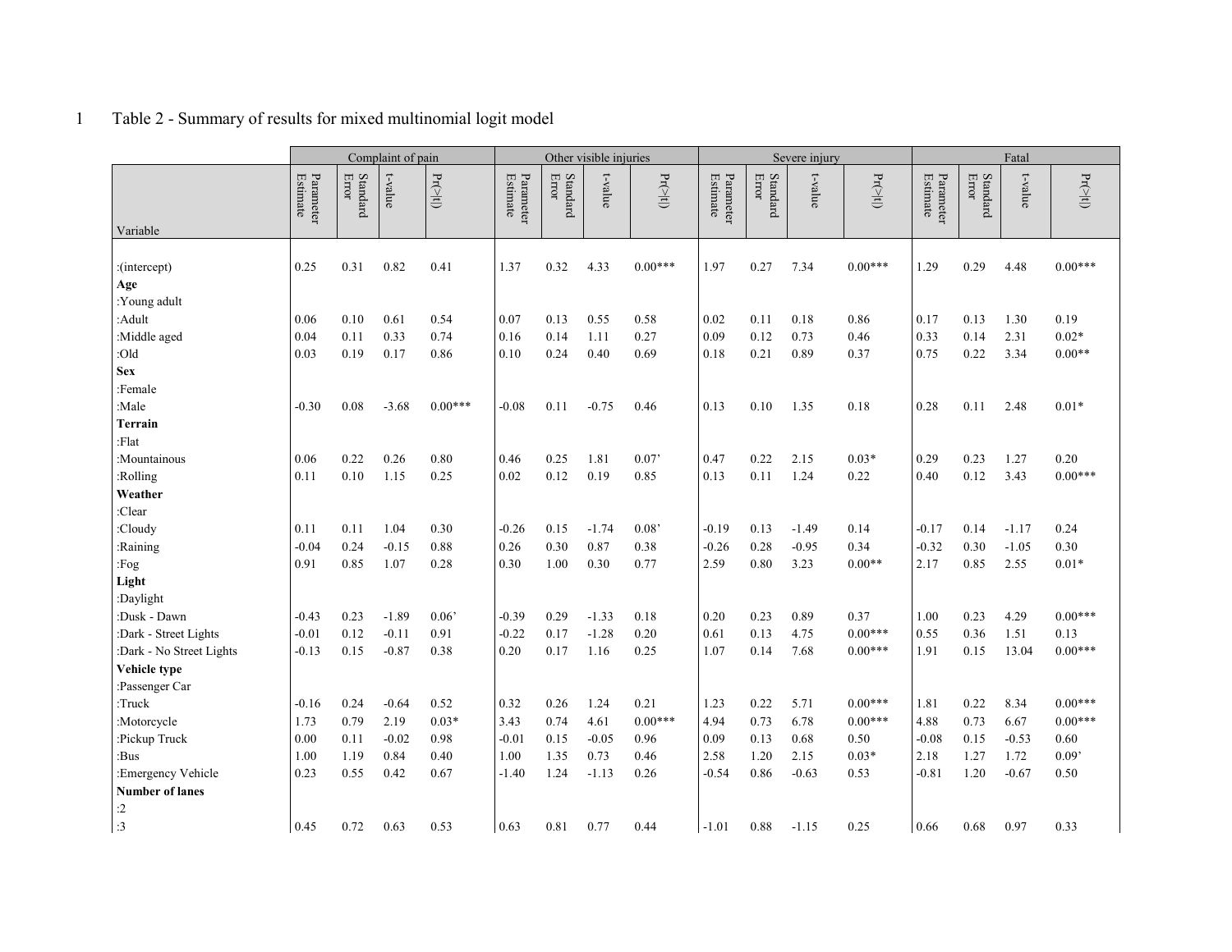Table 2 - Summary of results for mixed multinomial logit model

| Variable | Complaint of pain | | | | Other visible injuries | | | | Severe injury | | | | Fatal | | | |
|---|---|---|---|---|---|---|---|---|---|---|---|---|---|---|---|---|
| | Parameter Estimate | Standard Error | t-value | Pr(>\|t\|) | Parameter Estimate | Standard Error | t-value | Pr(>\|t\|) | Parameter Estimate | Standard Error | t-value | Pr(>\|t\|) | Parameter Estimate | Standard Error | t-value | Pr(>\|t\|) |
| :(intercept) | 0.25 | 0.31 | 0.82 | 0.41 | 1.37 | 0.32 | 4.33 | 0.00*** | 1.97 | 0.27 | 7.34 | 0.00*** | 1.29 | 0.29 | 4.48 | 0.00*** |
| **Age** | | | | | | | | | | | | | | | | |
| :Young adult | | | | | | | | | | | | | | | | |
| :Adult | 0.06 | 0.10 | 0.61 | 0.54 | 0.07 | 0.13 | 0.55 | 0.58 | 0.02 | 0.11 | 0.18 | 0.86 | 0.17 | 0.13 | 1.30 | 0.19 |
| :Middle aged | 0.04 | 0.11 | 0.33 | 0.74 | 0.16 | 0.14 | 1.11 | 0.27 | 0.09 | 0.12 | 0.73 | 0.46 | 0.33 | 0.14 | 2.31 | 0.02* |
| :Old | 0.03 | 0.19 | 0.17 | 0.86 | 0.10 | 0.24 | 0.40 | 0.69 | 0.18 | 0.21 | 0.89 | 0.37 | 0.75 | 0.22 | 3.34 | 0.00** |
| **Sex** | | | | | | | | | | | | | | | | |
| :Female | | | | | | | | | | | | | | | | |
| :Male | -0.30 | 0.08 | -3.68 | 0.00*** | -0.08 | 0.11 | -0.75 | 0.46 | 0.13 | 0.10 | 1.35 | 0.18 | 0.28 | 0.11 | 2.48 | 0.01* |
| **Terrain** | | | | | | | | | | | | | | | | |
| :Flat | | | | | | | | | | | | | | | | |
| :Mountainous | 0.06 | 0.22 | 0.26 | 0.80 | 0.46 | 0.25 | 1.81 | 0.07’ | 0.47 | 0.22 | 2.15 | 0.03* | 0.29 | 0.23 | 1.27 | 0.20 |
| :Rolling | 0.11 | 0.10 | 1.15 | 0.25 | 0.02 | 0.12 | 0.19 | 0.85 | 0.13 | 0.11 | 1.24 | 0.22 | 0.40 | 0.12 | 3.43 | 0.00*** |
| **Weather** | | | | | | | | | | | | | | | | |
| :Clear | | | | | | | | | | | | | | | | |
| :Cloudy | 0.11 | 0.11 | 1.04 | 0.30 | -0.26 | 0.15 | -1.74 | 0.08’ | -0.19 | 0.13 | -1.49 | 0.14 | -0.17 | 0.14 | -1.17 | 0.24 |
| :Raining | -0.04 | 0.24 | -0.15 | 0.88 | 0.26 | 0.30 | 0.87 | 0.38 | -0.26 | 0.28 | -0.95 | 0.34 | -0.32 | 0.30 | -1.05 | 0.30 |
| :Fog | 0.91 | 0.85 | 1.07 | 0.28 | 0.30 | 1.00 | 0.30 | 0.77 | 2.59 | 0.80 | 3.23 | 0.00** | 2.17 | 0.85 | 2.55 | 0.01* |
| **Light** | | | | | | | | | | | | | | | | |
| :Daylight | | | | | | | | | | | | | | | | |
| :Dusk - Dawn | -0.43 | 0.23 | -1.89 | 0.06’ | -0.39 | 0.29 | -1.33 | 0.18 | 0.20 | 0.23 | 0.89 | 0.37 | 1.00 | 0.23 | 4.29 | 0.00*** |
| :Dark - Street Lights | -0.01 | 0.12 | -0.11 | 0.91 | -0.22 | 0.17 | -1.28 | 0.20 | 0.61 | 0.13 | 4.75 | 0.00*** | 0.55 | 0.36 | 1.51 | 0.13 |
| :Dark - No Street Lights | -0.13 | 0.15 | -0.87 | 0.38 | 0.20 | 0.17 | 1.16 | 0.25 | 1.07 | 0.14 | 7.68 | 0.00*** | 1.91 | 0.15 | 13.04 | 0.00*** |
| **Vehicle type** | | | | | | | | | | | | | | | | |
| :Passenger Car | | | | | | | | | | | | | | | | |
| :Truck | -0.16 | 0.24 | -0.64 | 0.52 | 0.32 | 0.26 | 1.24 | 0.21 | 1.23 | 0.22 | 5.71 | 0.00*** | 1.81 | 0.22 | 8.34 | 0.00*** |
| :Motorcycle | 1.73 | 0.79 | 2.19 | 0.03* | 3.43 | 0.74 | 4.61 | 0.00*** | 4.94 | 0.73 | 6.78 | 0.00*** | 4.88 | 0.73 | 6.67 | 0.00*** |
| :Pickup Truck | 0.00 | 0.11 | -0.02 | 0.98 | -0.01 | 0.15 | -0.05 | 0.96 | 0.09 | 0.13 | 0.68 | 0.50 | -0.08 | 0.15 | -0.53 | 0.60 |
| :Bus | 1.00 | 1.19 | 0.84 | 0.40 | 1.00 | 1.35 | 0.73 | 0.46 | 2.58 | 1.20 | 2.15 | 0.03* | 2.18 | 1.27 | 1.72 | 0.09’ |
| :Emergency Vehicle | 0.23 | 0.55 | 0.42 | 0.67 | -1.40 | 1.24 | -1.13 | 0.26 | -0.54 | 0.86 | -0.63 | 0.53 | -0.81 | 1.20 | -0.67 | 0.50 |
| **Number of lanes** | | | | | | | | | | | | | | | | |
| :2 | | | | | | | | | | | | | | | | |
| :3 | 0.45 | 0.72 | 0.63 | 0.53 | 0.63 | 0.81 | 0.77 | 0.44 | -1.01 | 0.88 | -1.15 | 0.25 | 0.66 | 0.68 | 0.97 | 0.33 |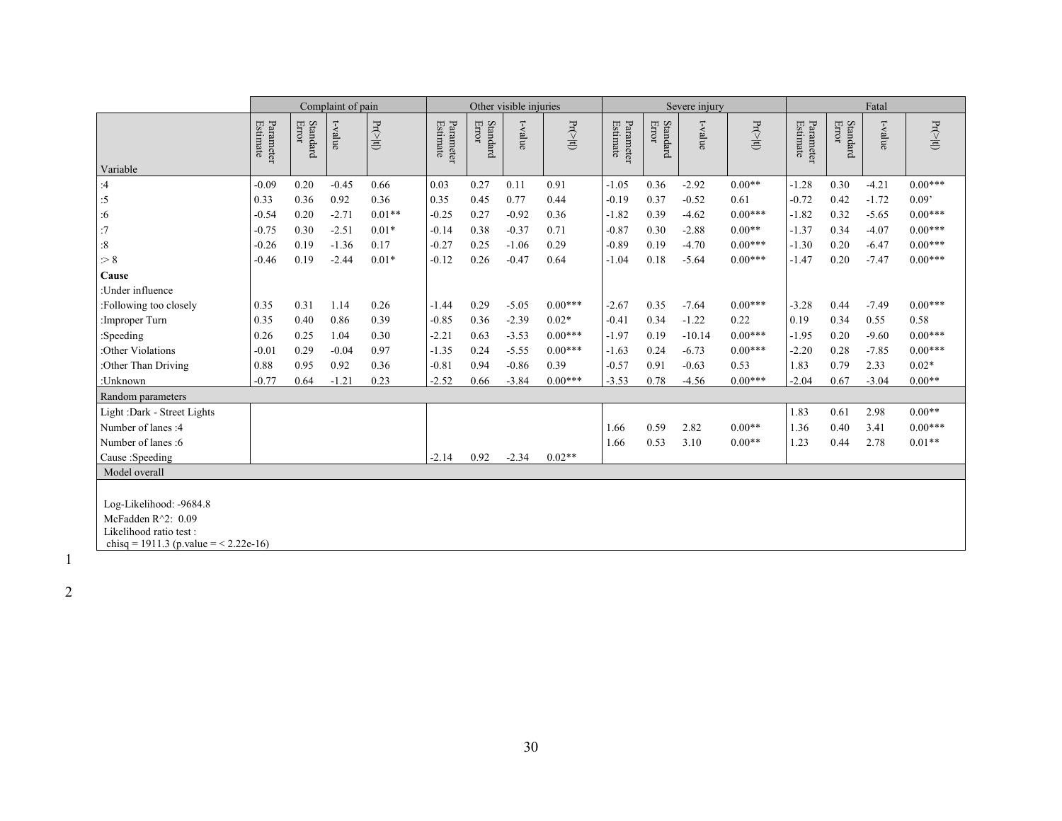| | Complaint of pain | | | | Other visible injuries | | | | Severe injury | | | | Fatal | | | |
|---|---|---|---|---|---|---|---|---|---|---|---|---|---|---|---|---|
| Variable | Parameter Estimate | Standard Error | t-value | Pr(>\|t\|) | Parameter Estimate | Standard Error | t-value | Pr(>\|t\|) | Parameter Estimate | Standard Error | t-value | Pr(>\|t\|) | Parameter Estimate | Standard Error | t-value | Pr(>\|t\|) |
| :4 | -0.09 | 0.20 | -0.45 | 0.66 | 0.03 | 0.27 | 0.11 | 0.91 | -1.05 | 0.36 | -2.92 | 0.00** | -1.28 | 0.30 | -4.21 | 0.00*** |
| :5 | 0.33 | 0.36 | 0.92 | 0.36 | 0.35 | 0.45 | 0.77 | 0.44 | -0.19 | 0.37 | -0.52 | 0.61 | -0.72 | 0.42 | -1.72 | 0.09’ |
| :6 | -0.54 | 0.20 | -2.71 | 0.01** | -0.25 | 0.27 | -0.92 | 0.36 | -1.82 | 0.39 | -4.62 | 0.00*** | -1.82 | 0.32 | -5.65 | 0.00*** |
| :7 | -0.75 | 0.30 | -2.51 | 0.01* | -0.14 | 0.38 | -0.37 | 0.71 | -0.87 | 0.30 | -2.88 | 0.00** | -1.37 | 0.34 | -4.07 | 0.00*** |
| :8 | -0.26 | 0.19 | -1.36 | 0.17 | -0.27 | 0.25 | -1.06 | 0.29 | -0.89 | 0.19 | -4.70 | 0.00*** | -1.30 | 0.20 | -6.47 | 0.00*** |
| :> 8 | -0.46 | 0.19 | -2.44 | 0.01* | -0.12 | 0.26 | -0.47 | 0.64 | -1.04 | 0.18 | -5.64 | 0.00*** | -1.47 | 0.20 | -7.47 | 0.00*** |
| **Cause** | | | | | | | | | | | | | | | | |
| :Under influence | | | | | | | | | | | | | | | | |
| :Following too closely | 0.35 | 0.31 | 1.14 | 0.26 | -1.44 | 0.29 | -5.05 | 0.00*** | -2.67 | 0.35 | -7.64 | 0.00*** | -3.28 | 0.44 | -7.49 | 0.00*** |
| :Improper Turn | 0.35 | 0.40 | 0.86 | 0.39 | -0.85 | 0.36 | -2.39 | 0.02* | -0.41 | 0.34 | -1.22 | 0.22 | 0.19 | 0.34 | 0.55 | 0.58 |
| :Speeding | 0.26 | 0.25 | 1.04 | 0.30 | -2.21 | 0.63 | -3.53 | 0.00*** | -1.97 | 0.19 | -10.14 | 0.00*** | -1.95 | 0.20 | -9.60 | 0.00*** |
| :Other Violations | -0.01 | 0.29 | -0.04 | 0.97 | -1.35 | 0.24 | -5.55 | 0.00*** | -1.63 | 0.24 | -6.73 | 0.00*** | -2.20 | 0.28 | -7.85 | 0.00*** |
| :Other Than Driving | 0.88 | 0.95 | 0.92 | 0.36 | -0.81 | 0.94 | -0.86 | 0.39 | -0.57 | 0.91 | -0.63 | 0.53 | 1.83 | 0.79 | 2.33 | 0.02* |
| :Unknown | -0.77 | 0.64 | -1.21 | 0.23 | -2.52 | 0.66 | -3.84 | 0.00*** | -3.53 | 0.78 | -4.56 | 0.00*** | -2.04 | 0.67 | -3.04 | 0.00** |
| Random parameters | | | | | | | | | | | | | | | | |
| Light :Dark - Street Lights | | | | | | | | | | | | | 1.83 | 0.61 | 2.98 | 0.00** |
| Number of lanes :4 | | | | | | | | | 1.66 | 0.59 | 2.82 | 0.00** | 1.36 | 0.40 | 3.41 | 0.00*** |
| Number of lanes :6 | | | | | | | | | 1.66 | 0.53 | 3.10 | 0.00** | 1.23 | 0.44 | 2.78 | 0.01** |
| Cause :Speeding | | | | | -2.14 | 0.92 | -2.34 | 0.02** | | | | | | | | |
| Model overall | | | | | | | | | | | | | | | | |

Log-Likelihood: -9684.8
McFadden R^2: 0.09
Likelihood ratio test :
chisq = 1911.3 (p.value = < 2.22e-16)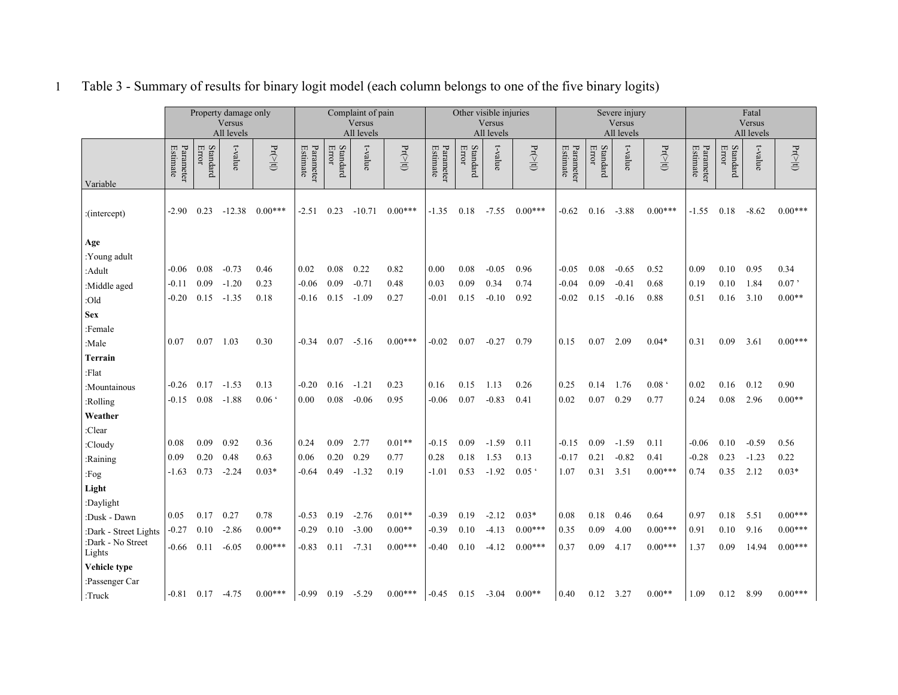Table 3 - Summary of results for binary logit model (each column belongs to one of the five binary logits)

| Variable | Property damage only Versus All levels | | | | Complaint of pain Versus All levels | | | | Other visible injuries Versus All levels | | | | Severe injury Versus All levels | | | | Fatal Versus All levels | | | |
|---|---|---|---|---|---|---|---|---|---|---|---|---|---|---|---|---|---|---|---|---|
| | Parameter Estimate | Standard Error | t-value | Pr(>\|t\|) | Parameter Estimate | Standard Error | t-value | Pr(>\|t\|) | Parameter Estimate | Standard Error | t-value | Pr(>\|t\|) | Parameter Estimate | Standard Error | t-value | Pr(>\|t\|) | Parameter Estimate | Standard Error | t-value | Pr(>\|t\|) |
| :(intercept) | -2.90 | 0.23 | -12.38 | 0.00*** | -2.51 | 0.23 | -10.71 | 0.00*** | -1.35 | 0.18 | -7.55 | 0.00*** | -0.62 | 0.16 | -3.88 | 0.00*** | -1.55 | 0.18 | -8.62 | 0.00*** |
| **Age** | | | | | | | | | | | | | | | | | | | | |
| :Young adult | | | | | | | | | | | | | | | | | | | | |
| :Adult | -0.06 | 0.08 | -0.73 | 0.46 | 0.02 | 0.08 | 0.22 | 0.82 | 0.00 | 0.08 | -0.05 | 0.96 | -0.05 | 0.08 | -0.65 | 0.52 | 0.09 | 0.10 | 0.95 | 0.34 |
| :Middle aged | -0.11 | 0.09 | -1.20 | 0.23 | -0.06 | 0.09 | -0.71 | 0.48 | 0.03 | 0.09 | 0.34 | 0.74 | -0.04 | 0.09 | -0.41 | 0.68 | 0.19 | 0.10 | 1.84 | 0.07 ' |
| :Old | -0.20 | 0.15 | -1.35 | 0.18 | -0.16 | 0.15 | -1.09 | 0.27 | -0.01 | 0.15 | -0.10 | 0.92 | -0.02 | 0.15 | -0.16 | 0.88 | 0.51 | 0.16 | 3.10 | 0.00** |
| **Sex** | | | | | | | | | | | | | | | | | | | | |
| :Female | | | | | | | | | | | | | | | | | | | | |
| :Male | 0.07 | 0.07 | 1.03 | 0.30 | -0.34 | 0.07 | -5.16 | 0.00*** | -0.02 | 0.07 | -0.27 | 0.79 | 0.15 | 0.07 | 2.09 | 0.04* | 0.31 | 0.09 | 3.61 | 0.00*** |
| **Terrain** | | | | | | | | | | | | | | | | | | | | |
| :Flat | | | | | | | | | | | | | | | | | | | | |
| :Mountainous | -0.26 | 0.17 | -1.53 | 0.13 | -0.20 | 0.16 | -1.21 | 0.23 | 0.16 | 0.15 | 1.13 | 0.26 | 0.25 | 0.14 | 1.76 | 0.08 ' | 0.02 | 0.16 | 0.12 | 0.90 |
| :Rolling | -0.15 | 0.08 | -1.88 | 0.06 ' | 0.00 | 0.08 | -0.06 | 0.95 | -0.06 | 0.07 | -0.83 | 0.41 | 0.02 | 0.07 | 0.29 | 0.77 | 0.24 | 0.08 | 2.96 | 0.00** |
| **Weather** | | | | | | | | | | | | | | | | | | | | |
| :Clear | | | | | | | | | | | | | | | | | | | | |
| :Cloudy | 0.08 | 0.09 | 0.92 | 0.36 | 0.24 | 0.09 | 2.77 | 0.01** | -0.15 | 0.09 | -1.59 | 0.11 | -0.15 | 0.09 | -1.59 | 0.11 | -0.06 | 0.10 | -0.59 | 0.56 |
| :Raining | 0.09 | 0.20 | 0.48 | 0.63 | 0.06 | 0.20 | 0.29 | 0.77 | 0.28 | 0.18 | 1.53 | 0.13 | -0.17 | 0.21 | -0.82 | 0.41 | -0.28 | 0.23 | -1.23 | 0.22 |
| :Fog | -1.63 | 0.73 | -2.24 | 0.03* | -0.64 | 0.49 | -1.32 | 0.19 | -1.01 | 0.53 | -1.92 | 0.05 ' | 1.07 | 0.31 | 3.51 | 0.00*** | 0.74 | 0.35 | 2.12 | 0.03* |
| **Light** | | | | | | | | | | | | | | | | | | | | |
| :Daylight | | | | | | | | | | | | | | | | | | | | |
| :Dusk - Dawn | 0.05 | 0.17 | 0.27 | 0.78 | -0.53 | 0.19 | -2.76 | 0.01** | -0.39 | 0.19 | -2.12 | 0.03* | 0.08 | 0.18 | 0.46 | 0.64 | 0.97 | 0.18 | 5.51 | 0.00*** |
| :Dark - Street Lights | -0.27 | 0.10 | -2.86 | 0.00** | -0.29 | 0.10 | -3.00 | 0.00** | -0.39 | 0.10 | -4.13 | 0.00*** | 0.35 | 0.09 | 4.00 | 0.00*** | 0.91 | 0.10 | 9.16 | 0.00*** |
| :Dark - No Street Lights | -0.66 | 0.11 | -6.05 | 0.00*** | -0.83 | 0.11 | -7.31 | 0.00*** | -0.40 | 0.10 | -4.12 | 0.00*** | 0.37 | 0.09 | 4.17 | 0.00*** | 1.37 | 0.09 | 14.94 | 0.00*** |
| **Vehicle type** | | | | | | | | | | | | | | | | | | | | |
| :Passenger Car | | | | | | | | | | | | | | | | | | | | |
| :Truck | -0.81 | 0.17 | -4.75 | 0.00*** | -0.99 | 0.19 | -5.29 | 0.00*** | -0.45 | 0.15 | -3.04 | 0.00** | 0.40 | 0.12 | 3.27 | 0.00** | 1.09 | 0.12 | 8.99 | 0.00*** |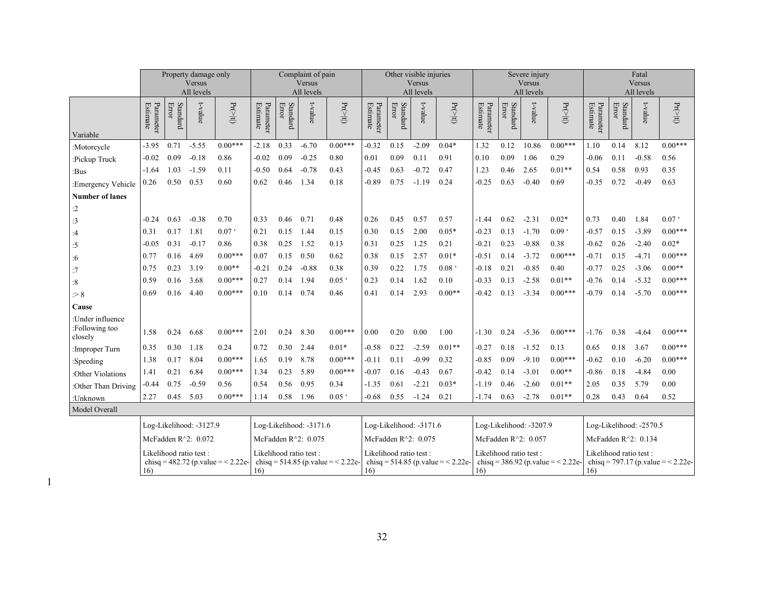| Variable | Property damage only Versus All levels | | | | Complaint of pain Versus All levels | | | | Other visible injuries Versus All levels | | | | Severe injury Versus All levels | | | | Fatal Versus All levels | | | |
|---|---|---|---|---|---|---|---|---|---|---|---|---|---|---|---|---|---|---|---|---|
| | Parameter Estimate | Standard Error | t-value | Pr(>\|t\|) | Parameter Estimate | Standard Error | t-value | Pr(>\|t\|) | Parameter Estimate | Standard Error | t-value | Pr(>\|t\|) | Parameter Estimate | Standard Error | t-value | Pr(>\|t\|) | Parameter Estimate | Standard Error | t-value | Pr(>\|t\|) |
| :Motorcycle | -3.95 | 0.71 | -5.55 | 0.00*** | -2.18 | 0.33 | -6.70 | 0.00*** | -0.32 | 0.15 | -2.09 | 0.04* | 1.32 | 0.12 | 10.86 | 0.00*** | 1.10 | 0.14 | 8.12 | 0.00*** |
| :Pickup Truck | -0.02 | 0.09 | -0.18 | 0.86 | -0.02 | 0.09 | -0.25 | 0.80 | 0.01 | 0.09 | 0.11 | 0.91 | 0.10 | 0.09 | 1.06 | 0.29 | -0.06 | 0.11 | -0.58 | 0.56 |
| :Bus | -1.64 | 1.03 | -1.59 | 0.11 | -0.50 | 0.64 | -0.78 | 0.43 | -0.45 | 0.63 | -0.72 | 0.47 | 1.23 | 0.46 | 2.65 | 0.01** | 0.54 | 0.58 | 0.93 | 0.35 |
| :Emergency Vehicle | 0.26 | 0.50 | 0.53 | 0.60 | 0.62 | 0.46 | 1.34 | 0.18 | -0.89 | 0.75 | -1.19 | 0.24 | -0.25 | 0.63 | -0.40 | 0.69 | -0.35 | 0.72 | -0.49 | 0.63 |
| **Number of lanes** | | | | | | | | | | | | | | | | | | | | |
| :2 | | | | | | | | | | | | | | | | | | | | |
| :3 | -0.24 | 0.63 | -0.38 | 0.70 | 0.33 | 0.46 | 0.71 | 0.48 | 0.26 | 0.45 | 0.57 | 0.57 | -1.44 | 0.62 | -2.31 | 0.02* | 0.73 | 0.40 | 1.84 | 0.07 ‘ |
| :4 | 0.31 | 0.17 | 1.81 | 0.07 ‘ | 0.21 | 0.15 | 1.44 | 0.15 | 0.30 | 0.15 | 2.00 | 0.05* | -0.23 | 0.13 | -1.70 | 0.09 ‘ | -0.57 | 0.15 | -3.89 | 0.00*** |
| :5 | -0.05 | 0.31 | -0.17 | 0.86 | 0.38 | 0.25 | 1.52 | 0.13 | 0.31 | 0.25 | 1.25 | 0.21 | -0.21 | 0.23 | -0.88 | 0.38 | -0.62 | 0.26 | -2.40 | 0.02* |
| :6 | 0.77 | 0.16 | 4.69 | 0.00*** | 0.07 | 0.15 | 0.50 | 0.62 | 0.38 | 0.15 | 2.57 | 0.01* | -0.51 | 0.14 | -3.72 | 0.00*** | -0.71 | 0.15 | -4.71 | 0.00*** |
| :7 | 0.75 | 0.23 | 3.19 | 0.00** | -0.21 | 0.24 | -0.88 | 0.38 | 0.39 | 0.22 | 1.75 | 0.08 ‘ | -0.18 | 0.21 | -0.85 | 0.40 | -0.77 | 0.25 | -3.06 | 0.00** |
| :8 | 0.59 | 0.16 | 3.68 | 0.00*** | 0.27 | 0.14 | 1.94 | 0.05 ‘ | 0.23 | 0.14 | 1.62 | 0.10 | -0.33 | 0.13 | -2.58 | 0.01** | -0.76 | 0.14 | -5.32 | 0.00*** |
| :> 8 | 0.69 | 0.16 | 4.40 | 0.00*** | 0.10 | 0.14 | 0.74 | 0.46 | 0.41 | 0.14 | 2.93 | 0.00** | -0.42 | 0.13 | -3.34 | 0.00*** | -0.79 | 0.14 | -5.70 | 0.00*** |
| **Cause** | | | | | | | | | | | | | | | | | | | | |
| :Under influence | | | | | | | | | | | | | | | | | | | | |
| :Following too closely | 1.58 | 0.24 | 6.68 | 0.00*** | 2.01 | 0.24 | 8.30 | 0.00*** | 0.00 | 0.20 | 0.00 | 1.00 | -1.30 | 0.24 | -5.36 | 0.00*** | -1.76 | 0.38 | -4.64 | 0.00*** |
| :Improper Turn | 0.35 | 0.30 | 1.18 | 0.24 | 0.72 | 0.30 | 2.44 | 0.01* | -0.58 | 0.22 | -2.59 | 0.01** | -0.27 | 0.18 | -1.52 | 0.13 | 0.65 | 0.18 | 3.67 | 0.00*** |
| :Speeding | 1.38 | 0.17 | 8.04 | 0.00*** | 1.65 | 0.19 | 8.78 | 0.00*** | -0.11 | 0.11 | -0.99 | 0.32 | -0.85 | 0.09 | -9.10 | 0.00*** | -0.62 | 0.10 | -6.20 | 0.00*** |
| :Other Violations | 1.41 | 0.21 | 6.84 | 0.00*** | 1.34 | 0.23 | 5.89 | 0.00*** | -0.07 | 0.16 | -0.43 | 0.67 | -0.42 | 0.14 | -3.01 | 0.00** | -0.86 | 0.18 | -4.84 | 0.00 |
| :Other Than Driving | -0.44 | 0.75 | -0.59 | 0.56 | 0.54 | 0.56 | 0.95 | 0.34 | -1.35 | 0.61 | -2.21 | 0.03* | -1.19 | 0.46 | -2.60 | 0.01** | 2.05 | 0.35 | 5.79 | 0.00 |
| :Unknown | 2.27 | 0.45 | 5.03 | 0.00*** | 1.14 | 0.58 | 1.96 | 0.05 ‘ | -0.68 | 0.55 | -1.24 | 0.21 | -1.74 | 0.63 | -2.78 | 0.01** | 0.28 | 0.43 | 0.64 | 0.52 |
| Model Overall | | | | | | | | | | | | | | | | | | | | |
| | Log-Likelihood: -3127.9 | | | | Log-Likelihood: -3171.6 | | | | Log-Likelihood: -3171.6 | | | | Log-Likelihood: -3207.9 | | | | Log-Likelihood: -2570.5 | | | |
| | McFadden R^2: 0.072 | | | | McFadden R^2: 0.075 | | | | McFadden R^2: 0.075 | | | | McFadden R^2: 0.057 | | | | McFadden R^2: 0.134 | | | |
| | Likelihood ratio test : chisq = 482.72 (p.value = < 2.22e-16) | | | | Likelihood ratio test : chisq = 514.85 (p.value = < 2.22e-16) | | | | Likelihood ratio test : chisq = 514.85 (p.value = < 2.22e-16) | | | | Likelihood ratio test : chisq = 386.92 (p.value = < 2.22e-16) | | | | Likelihood ratio test : chisq = 797.17 (p.value = < 2.22e-16) | | | |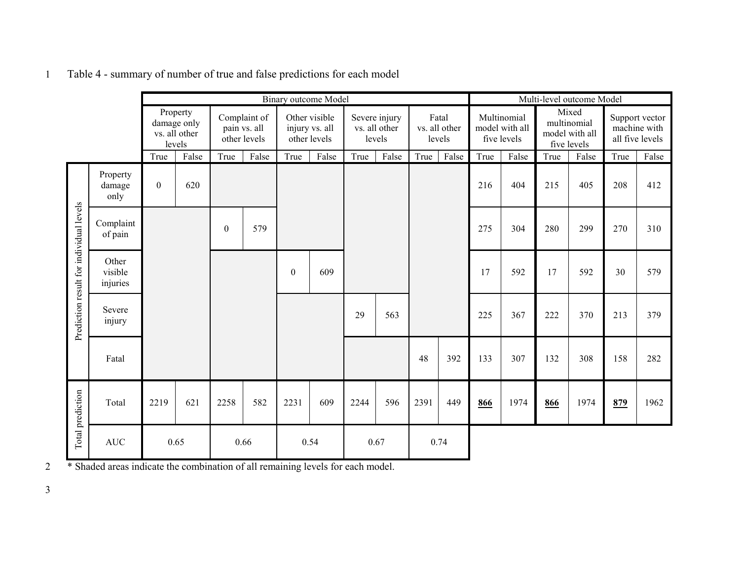Table 4 - summary of number of true and false predictions for each model

| | | Binary outcome Model | | | | | | | | | | Multi-level outcome Model | | | | | |
|---|---|---|---|---|---|---|---|---|---|---|---|---|---|---|---|---|---|
| | | Property damage only vs. all other levels | | Complaint of pain vs. all other levels | | Other visible injury vs. all other levels | | Severe injury vs. all other levels | | Fatal vs. all other levels | | Multinomial model with all five levels | | Mixed multinomial model with all five levels | | Support vector machine with all five levels | |
| | | True | False | True | False | True | False | True | False | True | False | True | False | True | False | True | False |
| Prediction result for individual levels | Property damage only | 0 | 620 | | | | | | | | | 216 | 404 | 215 | 405 | 208 | 412 |
| | Complaint of pain | | | 0 | 579 | | | | | | | 275 | 304 | 280 | 299 | 270 | 310 |
| | Other visible injuries | | | | | 0 | 609 | | | | | 17 | 592 | 17 | 592 | 30 | 579 |
| | Severe injury | | | | | | | 29 | 563 | | | 225 | 367 | 222 | 370 | 213 | 379 |
| | Fatal | | | | | | | | | 48 | 392 | 133 | 307 | 132 | 308 | 158 | 282 |
| Total prediction | Total | 2219 | 621 | 2258 | 582 | 2231 | 609 | 2244 | 596 | 2391 | 449 | **866** | 1974 | **866** | 1974 | **879** | 1962 |
| | AUC | 0.65 | | 0.66 | | 0.54 | | 0.67 | | 0.74 | | | | | | | |

* Shaded areas indicate the combination of all remaining levels for each model.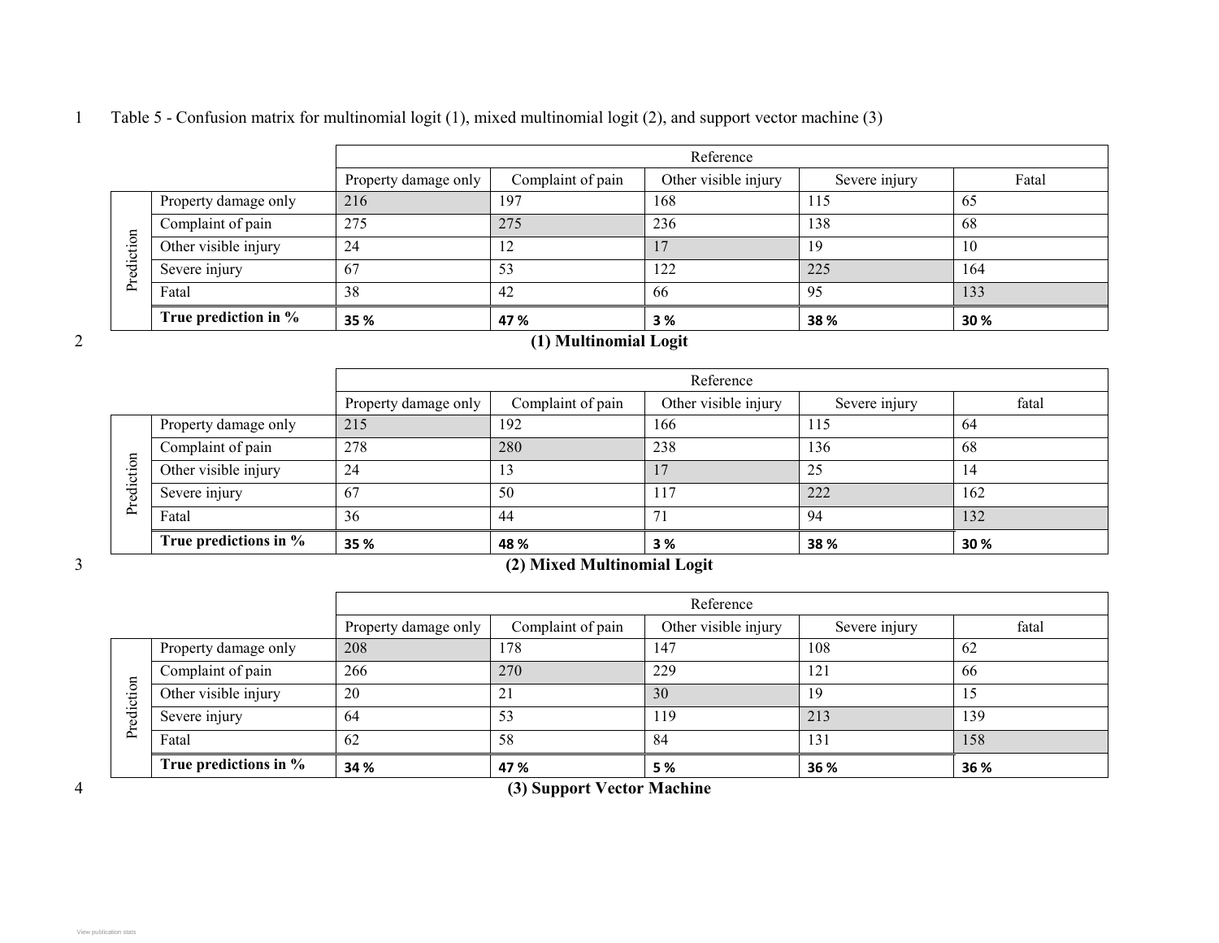Table 5 - Confusion matrix for multinomial logit (1), mixed multinomial logit (2), and support vector machine (3)

| | | Reference | | | | |
|---|---|---|---|---|---|---|
| | | Property damage only | Complaint of pain | Other visible injury | Severe injury | Fatal |
| Prediction | Property damage only | 216 | 197 | 168 | 115 | 65 |
| | Complaint of pain | 275 | 275 | 236 | 138 | 68 |
| | Other visible injury | 24 | 12 | 17 | 19 | 10 |
| | Severe injury | 67 | 53 | 122 | 225 | 164 |
| | Fatal | 38 | 42 | 66 | 95 | 133 |
| | **True prediction in %** | **35 %** | **47 %** | **3 %** | **38 %** | **30 %** |

**(1) Multinomial Logit**

| | | Reference | | | | |
|---|---|---|---|---|---|---|
| | | Property damage only | Complaint of pain | Other visible injury | Severe injury | fatal |
| Prediction | Property damage only | 215 | 192 | 166 | 115 | 64 |
| | Complaint of pain | 278 | 280 | 238 | 136 | 68 |
| | Other visible injury | 24 | 13 | 17 | 25 | 14 |
| | Severe injury | 67 | 50 | 117 | 222 | 162 |
| | Fatal | 36 | 44 | 71 | 94 | 132 |
| | **True predictions in %** | **35 %** | **48 %** | **3 %** | **38 %** | **30 %** |

**(2) Mixed Multinomial Logit**

| | | Reference | | | | |
|---|---|---|---|---|---|---|
| | | Property damage only | Complaint of pain | Other visible injury | Severe injury | fatal |
| Prediction | Property damage only | 208 | 178 | 147 | 108 | 62 |
| | Complaint of pain | 266 | 270 | 229 | 121 | 66 |
| | Other visible injury | 20 | 21 | 30 | 19 | 15 |
| | Severe injury | 64 | 53 | 119 | 213 | 139 |
| | Fatal | 62 | 58 | 84 | 131 | 158 |
| | **True predictions in %** | **34 %** | **47 %** | **5 %** | **36 %** | **36 %** |

**(3) Support Vector Machine**